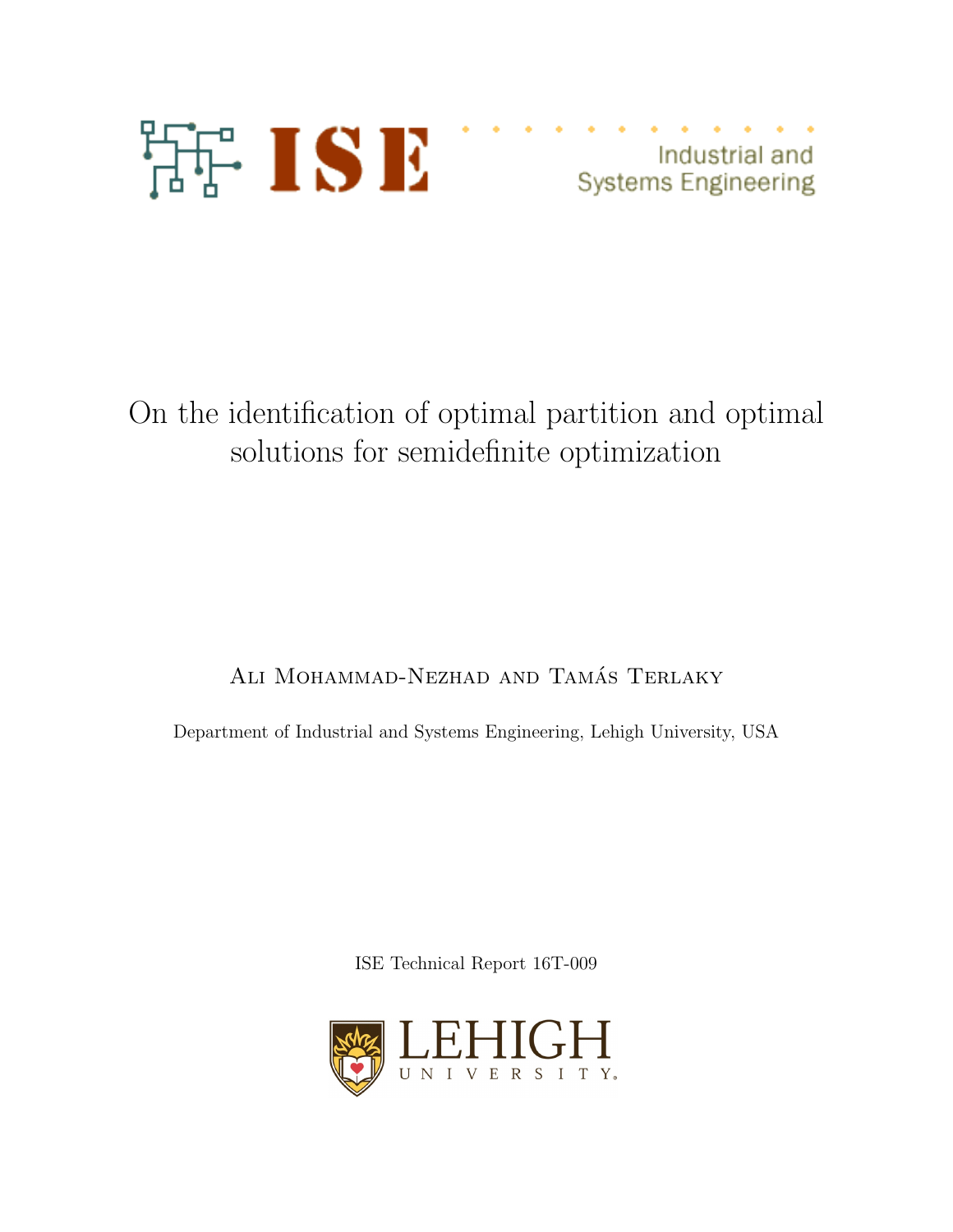ISE

Industrial and Systems Engineering

# On the identification of optimal partition and optimal solutions for semidefinite optimization

Ali Mohammad-Nezhad and Tamás Terlaky

Department of Industrial and Systems Engineering, Lehigh University, USA

ISE Technical Report 16T-009

LEHIGH UNIVERSITY.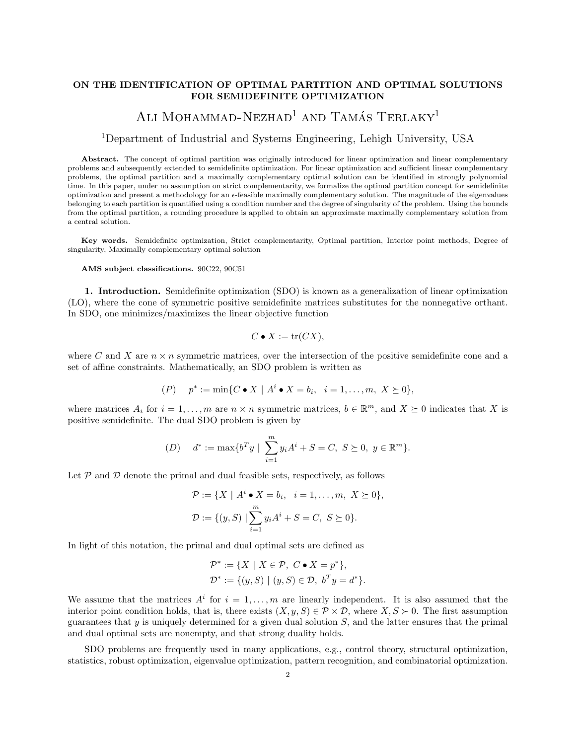# ON THE IDENTIFICATION OF OPTIMAL PARTITION AND OPTIMAL SOLUTIONS FOR SEMIDEFINITE OPTIMIZATION

Ali Mohammad-Nezhad[1] and Tamás Terlaky[1]

[1]Department of Industrial and Systems Engineering, Lehigh University, USA

**Abstract.** The concept of optimal partition was originally introduced for linear optimization and linear complementary problems and subsequently extended to semidefinite optimization. For linear optimization and sufficient linear complementary problems, the optimal partition and a maximally complementary optimal solution can be identified in strongly polynomial time. In this paper, under no assumption on strict complementarity, we formalize the optimal partition concept for semidefinite optimization and present a methodology for an $\epsilon$-feasible maximally complementary solution. The magnitude of the eigenvalues belonging to each partition is quantified using a condition number and the degree of singularity of the problem. Using the bounds from the optimal partition, a rounding procedure is applied to obtain an approximate maximally complementary solution from a central solution.

**Key words.** Semidefinite optimization, Strict complementarity, Optimal partition, Interior point methods, Degree of singularity, Maximally complementary optimal solution

**AMS subject classifications.** 90C22, 90C51

**1. Introduction.** Semidefinite optimization (SDO) is known as a generalization of linear optimization (LO), where the cone of symmetric positive semidefinite matrices substitutes for the nonnegative orthant. In SDO, one minimizes/maximizes the linear objective function

$$C \bullet X := \operatorname{tr}(CX),$$

where $C$ and $X$ are $n \times n$ symmetric matrices, over the intersection of the positive semidefinite cone and a set of affine constraints. Mathematically, an SDO problem is written as

$$(P) \quad p^* := \min\{C \bullet X \mid A^i \bullet X = b_i, \quad i = 1, \ldots, m, \ X \succeq 0\},$$

where matrices $A_i$ for $i = 1, \ldots, m$ are $n \times n$ symmetric matrices, $b \in \mathbb{R}^m$, and $X \succeq 0$ indicates that $X$ is positive semidefinite. The dual SDO problem is given by

$$(D) \quad d^* := \max\{b^T y \mid \sum_{i=1}^{m} y_i A^i + S = C, \ S \succeq 0, \ y \in \mathbb{R}^m\}.$$

Let $\mathcal{P}$ and $\mathcal{D}$ denote the primal and dual feasible sets, respectively, as follows

$$\mathcal{P} := \{X \mid A^i \bullet X = b_i, \quad i = 1, \ldots, m, \ X \succeq 0\},$$
$$\mathcal{D} := \{(y, S) \mid \sum_{i=1}^{m} y_i A^i + S = C, \ S \succeq 0\}.$$

In light of this notation, the primal and dual optimal sets are defined as

$$\mathcal{P}^* := \{X \mid X \in \mathcal{P}, \ C \bullet X = p^*\},$$
$$\mathcal{D}^* := \{(y, S) \mid (y, S) \in \mathcal{D}, \ b^T y = d^*\}.$$

We assume that the matrices $A^i$ for $i = 1, \ldots, m$ are linearly independent. It is also assumed that the interior point condition holds, that is, there exists $(X, y, S) \in \mathcal{P} \times \mathcal{D}$, where $X, S \succ 0$. The first assumption guarantees that $y$ is uniquely determined for a given dual solution $S$, and the latter ensures that the primal and dual optimal sets are nonempty, and that strong duality holds.

SDO problems are frequently used in many applications, e.g., control theory, structural optimization, statistics, robust optimization, eigenvalue optimization, pattern recognition, and combinatorial optimization.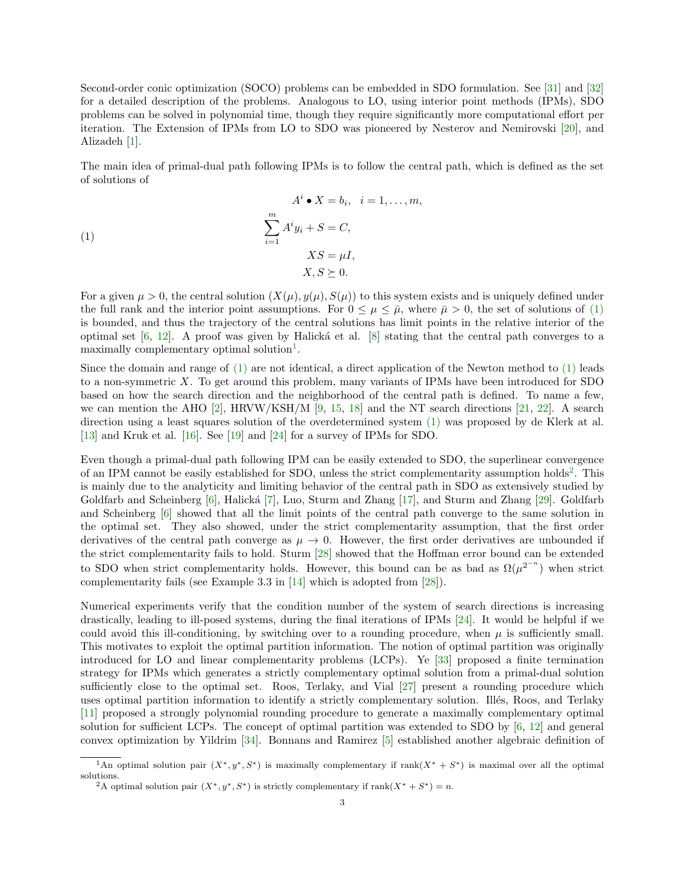Second-order conic optimization (SOCO) problems can be embedded in SDO formulation. See [31] and [32] for a detailed description of the problems. Analogous to LO, using interior point methods (IPMs), SDO problems can be solved in polynomial time, though they require significantly more computational effort per iteration. The Extension of IPMs from LO to SDO was pioneered by Nesterov and Nemirovski [20], and Alizadeh [1].

The main idea of primal-dual path following IPMs is to follow the central path, which is defined as the set of solutions of

$$
\begin{aligned}
A^i \bullet X &= b_i, \quad i = 1, \ldots, m, \\
\sum_{i=1}^{m} A^i y_i + S &= C, \\
XS &= \mu I, \\
X, S &\succeq 0.
\end{aligned} \tag{1}
$$

For a given $\mu > 0$, the central solution $(X(\mu), y(\mu), S(\mu))$ to this system exists and is uniquely defined under the full rank and the interior point assumptions. For $0 \leq \mu \leq \bar{\mu}$, where $\bar{\mu} > 0$, the set of solutions of (1) is bounded, and thus the trajectory of the central solutions has limit points in the relative interior of the optimal set [6, 12]. A proof was given by Halická et al. [8] stating that the central path converges to a maximally complementary optimal solution[1].

Since the domain and range of (1) are not identical, a direct application of the Newton method to (1) leads to a non-symmetric $X$. To get around this problem, many variants of IPMs have been introduced for SDO based on how the search direction and the neighborhood of the central path is defined. To name a few, we can mention the AHO [2], HRVW/KSH/M [9, 15, 18] and the NT search directions [21, 22]. A search direction using a least squares solution of the overdetermined system (1) was proposed by de Klerk at al. [13] and Kruk et al. [16]. See [19] and [24] for a survey of IPMs for SDO.

Even though a primal-dual path following IPM can be easily extended to SDO, the superlinear convergence of an IPM cannot be easily established for SDO, unless the strict complementarity assumption holds[2]. This is mainly due to the analyticity and limiting behavior of the central path in SDO as extensively studied by Goldfarb and Scheinberg [6], Halická [7], Luo, Sturm and Zhang [17], and Sturm and Zhang [29]. Goldfarb and Scheinberg [6] showed that all the limit points of the central path converge to the same solution in the optimal set. They also showed, under the strict complementarity assumption, that the first order derivatives of the central path converge as $\mu \to 0$. However, the first order derivatives are unbounded if the strict complementarity fails to hold. Sturm [28] showed that the Hoffman error bound can be extended to SDO when strict complementarity holds. However, this bound can be as bad as $\Omega(\mu^{2^{-n}})$ when strict complementarity fails (see Example 3.3 in [14] which is adopted from [28]).

Numerical experiments verify that the condition number of the system of search directions is increasing drastically, leading to ill-posed systems, during the final iterations of IPMs [24]. It would be helpful if we could avoid this ill-conditioning, by switching over to a rounding procedure, when $\mu$ is sufficiently small. This motivates to exploit the optimal partition information. The notion of optimal partition was originally introduced for LO and linear complementarity problems (LCPs). Ye [33] proposed a finite termination strategy for IPMs which generates a strictly complementary optimal solution from a primal-dual solution sufficiently close to the optimal set. Roos, Terlaky, and Vial [27] present a rounding procedure which uses optimal partition information to identify a strictly complementary solution. Illés, Roos, and Terlaky [11] proposed a strongly polynomial rounding procedure to generate a maximally complementary optimal solution for sufficient LCPs. The concept of optimal partition was extended to SDO by [6, 12] and general convex optimization by Yildrim [34]. Bonnans and Ramirez [5] established another algebraic definition of

[1] An optimal solution pair $(X^*, y^*, S^*)$ is maximally complementary if $\operatorname{rank}(X^* + S^*)$ is maximal over all the optimal solutions.

[2] A optimal solution pair $(X^*, y^*, S^*)$ is strictly complementary if $\operatorname{rank}(X^* + S^*) = n$.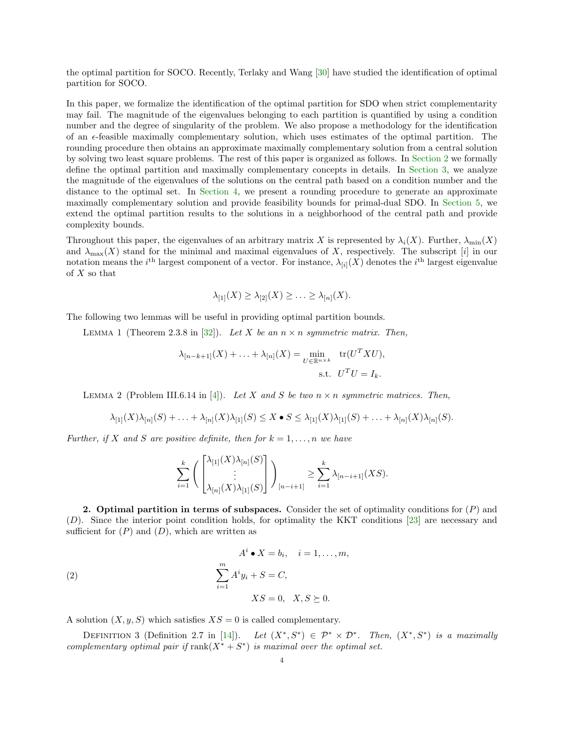the optimal partition for SOCO. Recently, Terlaky and Wang [30] have studied the identification of optimal partition for SOCO.

In this paper, we formalize the identification of the optimal partition for SDO when strict complementarity may fail. The magnitude of the eigenvalues belonging to each partition is quantified by using a condition number and the degree of singularity of the problem. We also propose a methodology for the identification of an $\epsilon$-feasible maximally complementary solution, which uses estimates of the optimal partition. The rounding procedure then obtains an approximate maximally complementary solution from a central solution by solving two least square problems. The rest of this paper is organized as follows. In Section 2 we formally define the optimal partition and maximally complementary concepts in details. In Section 3, we analyze the magnitude of the eigenvalues of the solutions on the central path based on a condition number and the distance to the optimal set. In Section 4, we present a rounding procedure to generate an approximate maximally complementary solution and provide feasibility bounds for primal-dual SDO. In Section 5, we extend the optimal partition results to the solutions in a neighborhood of the central path and provide complexity bounds.

Throughout this paper, the eigenvalues of an arbitrary matrix $X$ is represented by $\lambda_i(X)$. Further, $\lambda_{\min}(X)$ and $\lambda_{\max}(X)$ stand for the minimal and maximal eigenvalues of $X$, respectively. The subscript $[i]$ in our notation means the $i^{\text{th}}$ largest component of a vector. For instance, $\lambda_{[i]}(X)$ denotes the $i^{\text{th}}$ largest eigenvalue of $X$ so that

$$\lambda_{[1]}(X) \geq \lambda_{[2]}(X) \geq \ldots \geq \lambda_{[n]}(X).$$

The following two lemmas will be useful in providing optimal partition bounds.

LEMMA 1 (Theorem 2.3.8 in [32]). *Let $X$ be an $n \times n$ symmetric matrix. Then,*

$$\begin{aligned} \lambda_{[n-k+1]}(X) + \ldots + \lambda_{[n]}(X) = \min_{U \in \mathbb{R}^{n \times k}} \quad & \operatorname{tr}(U^T X U), \\ \text{s.t.} \quad & U^T U = I_k. \end{aligned}$$

LEMMA 2 (Problem III.6.14 in [4]). *Let $X$ and $S$ be two $n \times n$ symmetric matrices. Then,*

$$\lambda_{[1]}(X)\lambda_{[n]}(S) + \ldots + \lambda_{[n]}(X)\lambda_{[1]}(S) \leq X \bullet S \leq \lambda_{[1]}(X)\lambda_{[1]}(S) + \ldots + \lambda_{[n]}(X)\lambda_{[n]}(S).$$

*Further, if $X$ and $S$ are positive definite, then for $k = 1, \ldots, n$ we have*

$$\sum_{i=1}^{k} \left( \begin{bmatrix} \lambda_{[1]}(X)\lambda_{[n]}(S) \\ \vdots \\ \lambda_{[n]}(X)\lambda_{[1]}(S) \end{bmatrix} \right)_{[n-i+1]} \geq \sum_{i=1}^{k} \lambda_{[n-i+1]}(XS).$$

## 2. Optimal partition in terms of subspaces.

Consider the set of optimality conditions for $(P)$ and $(D)$. Since the interior point condition holds, for optimality the KKT conditions [23] are necessary and sufficient for $(P)$ and $(D)$, which are written as

$$\begin{aligned} A^i \bullet X &= b_i, \quad i = 1, \ldots, m, \\ \sum_{i=1}^{m} A^i y_i + S &= C, \\ XS &= 0, \quad X, S \succeq 0. \end{aligned} \tag{2}$$

A solution $(X, y, S)$ which satisfies $XS = 0$ is called complementary.

DEFINITION 3 (Definition 2.7 in [14]). *Let $(X^*, S^*) \in \mathcal{P}^* \times \mathcal{D}^*$. Then, $(X^*, S^*)$ is a maximally complementary optimal pair if $\operatorname{rank}(X^* + S^*)$ is maximal over the optimal set.*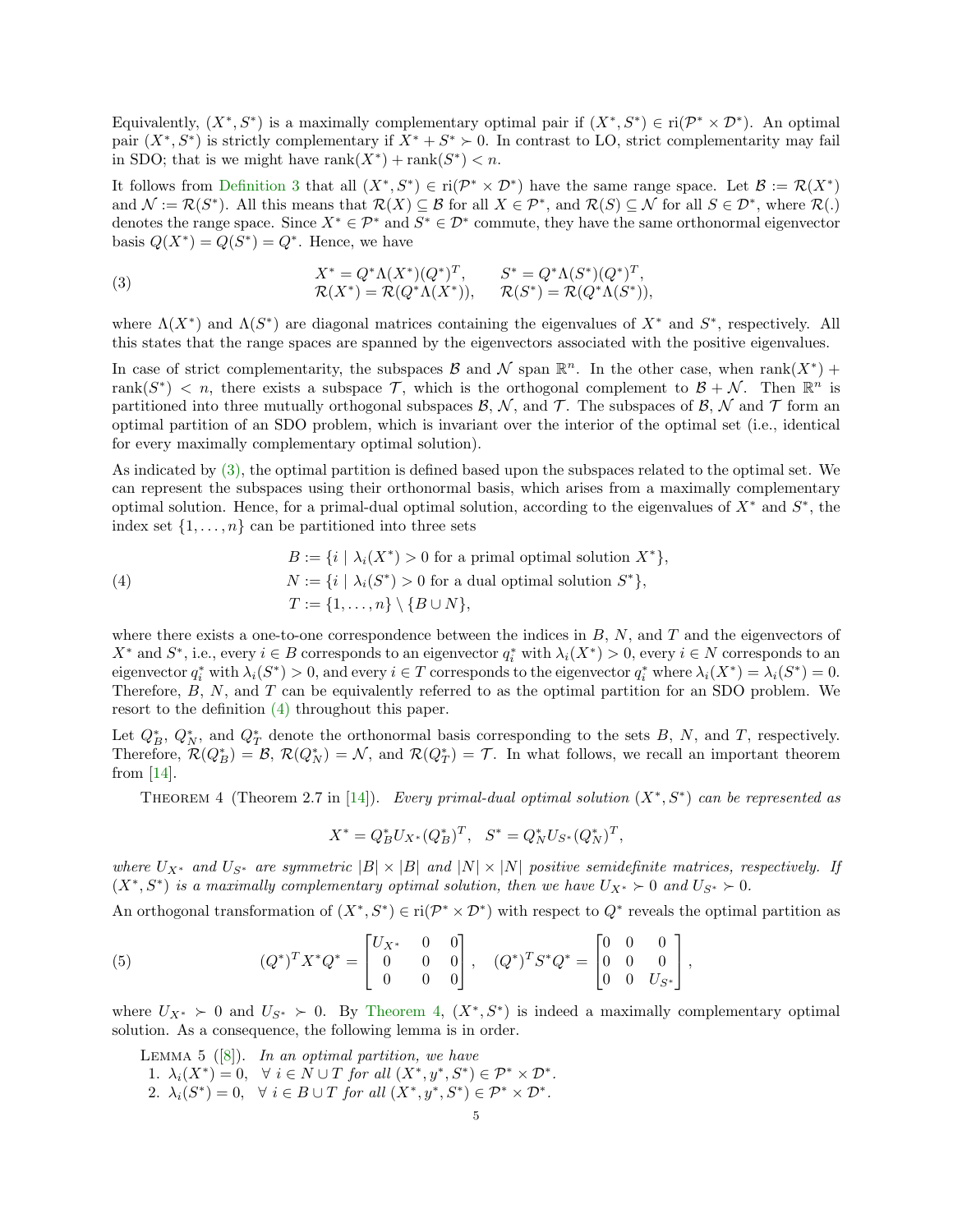Equivalently, $(X^*, S^*)$ is a maximally complementary optimal pair if $(X^*, S^*) \in \operatorname{ri}(\mathcal{P}^* \times \mathcal{D}^*)$. An optimal pair $(X^*, S^*)$ is strictly complementary if $X^* + S^* \succ 0$. In contrast to LO, strict complementarity may fail in SDO; that is we might have $\operatorname{rank}(X^*) + \operatorname{rank}(S^*) < n$.

It follows from Definition 3 that all $(X^*, S^*) \in \operatorname{ri}(\mathcal{P}^* \times \mathcal{D}^*)$ have the same range space. Let $\mathcal{B} := \mathcal{R}(X^*)$ and $\mathcal{N} := \mathcal{R}(S^*)$. All this means that $\mathcal{R}(X) \subseteq \mathcal{B}$ for all $X \in \mathcal{P}^*$, and $\mathcal{R}(S) \subseteq \mathcal{N}$ for all $S \in \mathcal{D}^*$, where $\mathcal{R}(.)$ denotes the range space. Since $X^* \in \mathcal{P}^*$ and $S^* \in \mathcal{D}^*$ commute, they have the same orthonormal eigenvector basis $Q(X^*) = Q(S^*) = Q^*$. Hence, we have

$$
\begin{aligned}
X^* &= Q^*\Lambda(X^*)(Q^*)^T, & S^* &= Q^*\Lambda(S^*)(Q^*)^T,\\
\mathcal{R}(X^*) &= \mathcal{R}(Q^*\Lambda(X^*)), & \mathcal{R}(S^*) &= \mathcal{R}(Q^*\Lambda(S^*)),
\end{aligned} \tag{3}
$$

where $\Lambda(X^*)$ and $\Lambda(S^*)$ are diagonal matrices containing the eigenvalues of $X^*$ and $S^*$, respectively. All this states that the range spaces are spanned by the eigenvectors associated with the positive eigenvalues.

In case of strict complementarity, the subspaces $\mathcal{B}$ and $\mathcal{N}$ span $\mathbb{R}^n$. In the other case, when $\operatorname{rank}(X^*) + \operatorname{rank}(S^*) < n$, there exists a subspace $\mathcal{T}$, which is the orthogonal complement to $\mathcal{B} + \mathcal{N}$. Then $\mathbb{R}^n$ is partitioned into three mutually orthogonal subspaces $\mathcal{B}$, $\mathcal{N}$, and $\mathcal{T}$. The subspaces of $\mathcal{B}$, $\mathcal{N}$ and $\mathcal{T}$ form an optimal partition of an SDO problem, which is invariant over the interior of the optimal set (i.e., identical for every maximally complementary optimal solution).

As indicated by (3), the optimal partition is defined based upon the subspaces related to the optimal set. We can represent the subspaces using their orthonormal basis, which arises from a maximally complementary optimal solution. Hence, for a primal-dual optimal solution, according to the eigenvalues of $X^*$ and $S^*$, the index set $\{1, \ldots, n\}$ can be partitioned into three sets

$$
\begin{aligned}
B &:= \{i \mid \lambda_i(X^*) > 0 \text{ for a primal optimal solution } X^*\},\\
N &:= \{i \mid \lambda_i(S^*) > 0 \text{ for a dual optimal solution } S^*\},\\
T &:= \{1, \ldots, n\} \setminus \{B \cup N\},
\end{aligned} \tag{4}
$$

where there exists a one-to-one correspondence between the indices in $B$, $N$, and $T$ and the eigenvectors of $X^*$ and $S^*$, i.e., every $i \in B$ corresponds to an eigenvector $q_i^*$ with $\lambda_i(X^*) > 0$, every $i \in N$ corresponds to an eigenvector $q_i^*$ with $\lambda_i(S^*) > 0$, and every $i \in T$ corresponds to the eigenvector $q_i^*$ where $\lambda_i(X^*) = \lambda_i(S^*) = 0$. Therefore, $B$, $N$, and $T$ can be equivalently referred to as the optimal partition for an SDO problem. We resort to the definition (4) throughout this paper.

Let $Q_B^*$, $Q_N^*$, and $Q_T^*$ denote the orthonormal basis corresponding to the sets $B$, $N$, and $T$, respectively. Therefore, $\mathcal{R}(Q_B^*) = \mathcal{B}$, $\mathcal{R}(Q_N^*) = \mathcal{N}$, and $\mathcal{R}(Q_T^*) = \mathcal{T}$. In what follows, we recall an important theorem from [14].

THEOREM 4 (Theorem 2.7 in [14]). *Every primal-dual optimal solution $(X^*, S^*)$ can be represented as*

$$
X^* = Q_B^* U_{X^*} (Q_B^*)^T, \quad S^* = Q_N^* U_{S^*} (Q_N^*)^T,
$$

*where $U_{X^*}$ and $U_{S^*}$ are symmetric $|B| \times |B|$ and $|N| \times |N|$ positive semidefinite matrices, respectively. If $(X^*, S^*)$ is a maximally complementary optimal solution, then we have $U_{X^*} \succ 0$ and $U_{S^*} \succ 0$.*

An orthogonal transformation of $(X^*, S^*) \in \operatorname{ri}(\mathcal{P}^* \times \mathcal{D}^*)$ with respect to $Q^*$ reveals the optimal partition as

$$
(Q^*)^T X^* Q^* = \begin{bmatrix} U_{X^*} & 0 & 0 \\ 0 & 0 & 0 \\ 0 & 0 & 0 \end{bmatrix}, \quad (Q^*)^T S^* Q^* = \begin{bmatrix} 0 & 0 & 0 \\ 0 & 0 & 0 \\ 0 & 0 & U_{S^*} \end{bmatrix}, \tag{5}
$$

where $U_{X^*} \succ 0$ and $U_{S^*} \succ 0$. By Theorem 4, $(X^*, S^*)$ is indeed a maximally complementary optimal solution. As a consequence, the following lemma is in order.

LEMMA 5 ([8]). *In an optimal partition, we have*
1. $\lambda_i(X^*) = 0, \ \ \forall\ i \in N \cup T$ *for all* $(X^*, y^*, S^*) \in \mathcal{P}^* \times \mathcal{D}^*$.
2. $\lambda_i(S^*) = 0, \ \ \forall\ i \in B \cup T$ *for all* $(X^*, y^*, S^*) \in \mathcal{P}^* \times \mathcal{D}^*$.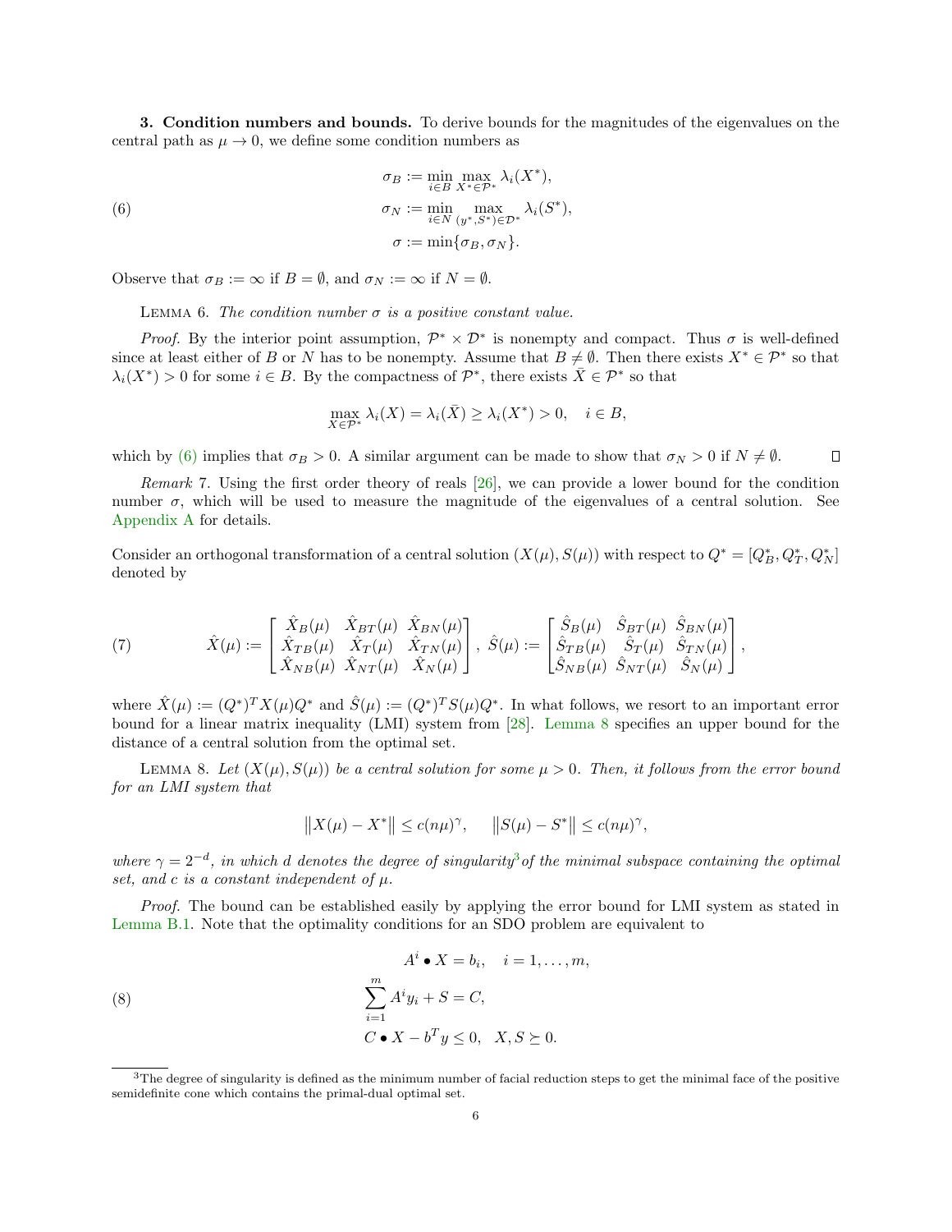**3. Condition numbers and bounds.** To derive bounds for the magnitudes of the eigenvalues on the central path as $\mu \to 0$, we define some condition numbers as

$$
\begin{aligned}
\sigma_B &:= \min_{i \in B} \max_{X^* \in \mathcal{P}^*} \lambda_i(X^*), \\
\sigma_N &:= \min_{i \in N} \max_{(y^*, S^*) \in \mathcal{D}^*} \lambda_i(S^*), \\
\sigma &:= \min\{\sigma_B, \sigma_N\}.
\end{aligned} \tag{6}
$$

Observe that $\sigma_B := \infty$ if $B = \emptyset$, and $\sigma_N := \infty$ if $N = \emptyset$.

LEMMA 6. *The condition number $\sigma$ is a positive constant value.*

*Proof.* By the interior point assumption, $\mathcal{P}^* \times \mathcal{D}^*$ is nonempty and compact. Thus $\sigma$ is well-defined since at least either of $B$ or $N$ has to be nonempty. Assume that $B \neq \emptyset$. Then there exists $X^* \in \mathcal{P}^*$ so that $\lambda_i(X^*) > 0$ for some $i \in B$. By the compactness of $\mathcal{P}^*$, there exists $\bar{X} \in \mathcal{P}^*$ so that

$$
\max_{X \in \mathcal{P}^*} \lambda_i(X) = \lambda_i(\bar{X}) \geq \lambda_i(X^*) > 0, \quad i \in B,
$$

which by (6) implies that $\sigma_B > 0$. A similar argument can be made to show that $\sigma_N > 0$ if $N \neq \emptyset$. $\square$

*Remark* 7. Using the first order theory of reals [26], we can provide a lower bound for the condition number $\sigma$, which will be used to measure the magnitude of the eigenvalues of a central solution. See Appendix A for details.

Consider an orthogonal transformation of a central solution $(X(\mu), S(\mu))$ with respect to $Q^* = [Q_B^*, Q_T^*, Q_N^*]$ denoted by

$$
\hat{X}(\mu) := \begin{bmatrix} \hat{X}_B(\mu) & \hat{X}_{BT}(\mu) & \hat{X}_{BN}(\mu) \\ \hat{X}_{TB}(\mu) & \hat{X}_T(\mu) & \hat{X}_{TN}(\mu) \\ \hat{X}_{NB}(\mu) & \hat{X}_{NT}(\mu) & \hat{X}_N(\mu) \end{bmatrix}, \; \hat{S}(\mu) := \begin{bmatrix} \hat{S}_B(\mu) & \hat{S}_{BT}(\mu) & \hat{S}_{BN}(\mu) \\ \hat{S}_{TB}(\mu) & \hat{S}_T(\mu) & \hat{S}_{TN}(\mu) \\ \hat{S}_{NB}(\mu) & \hat{S}_{NT}(\mu) & \hat{S}_N(\mu) \end{bmatrix}, \tag{7}
$$

where $\hat{X}(\mu) := (Q^*)^T X(\mu) Q^*$ and $\hat{S}(\mu) := (Q^*)^T S(\mu) Q^*$. In what follows, we resort to an important error bound for a linear matrix inequality (LMI) system from [28]. Lemma 8 specifies an upper bound for the distance of a central solution from the optimal set.

LEMMA 8. *Let $(X(\mu), S(\mu))$ be a central solution for some $\mu > 0$. Then, it follows from the error bound for an LMI system that*

$$
\|X(\mu) - X^*\| \leq c(n\mu)^\gamma, \qquad \|S(\mu) - S^*\| \leq c(n\mu)^\gamma,
$$

*where $\gamma = 2^{-d}$, in which $d$ denotes the degree of singularity*[3] *of the minimal subspace containing the optimal set, and $c$ is a constant independent of $\mu$.*

*Proof.* The bound can be established easily by applying the error bound for LMI system as stated in Lemma B.1. Note that the optimality conditions for an SDO problem are equivalent to

$$
\begin{aligned}
A^i \bullet X &= b_i, \quad i = 1, \ldots, m, \\
\sum_{i=1}^m A^i y_i + S &= C, \\
C \bullet X - b^T y &\leq 0, \quad X, S \succeq 0.
\end{aligned} \tag{8}
$$

[3] The degree of singularity is defined as the minimum number of facial reduction steps to get the minimal face of the positive semidefinite cone which contains the primal-dual optimal set.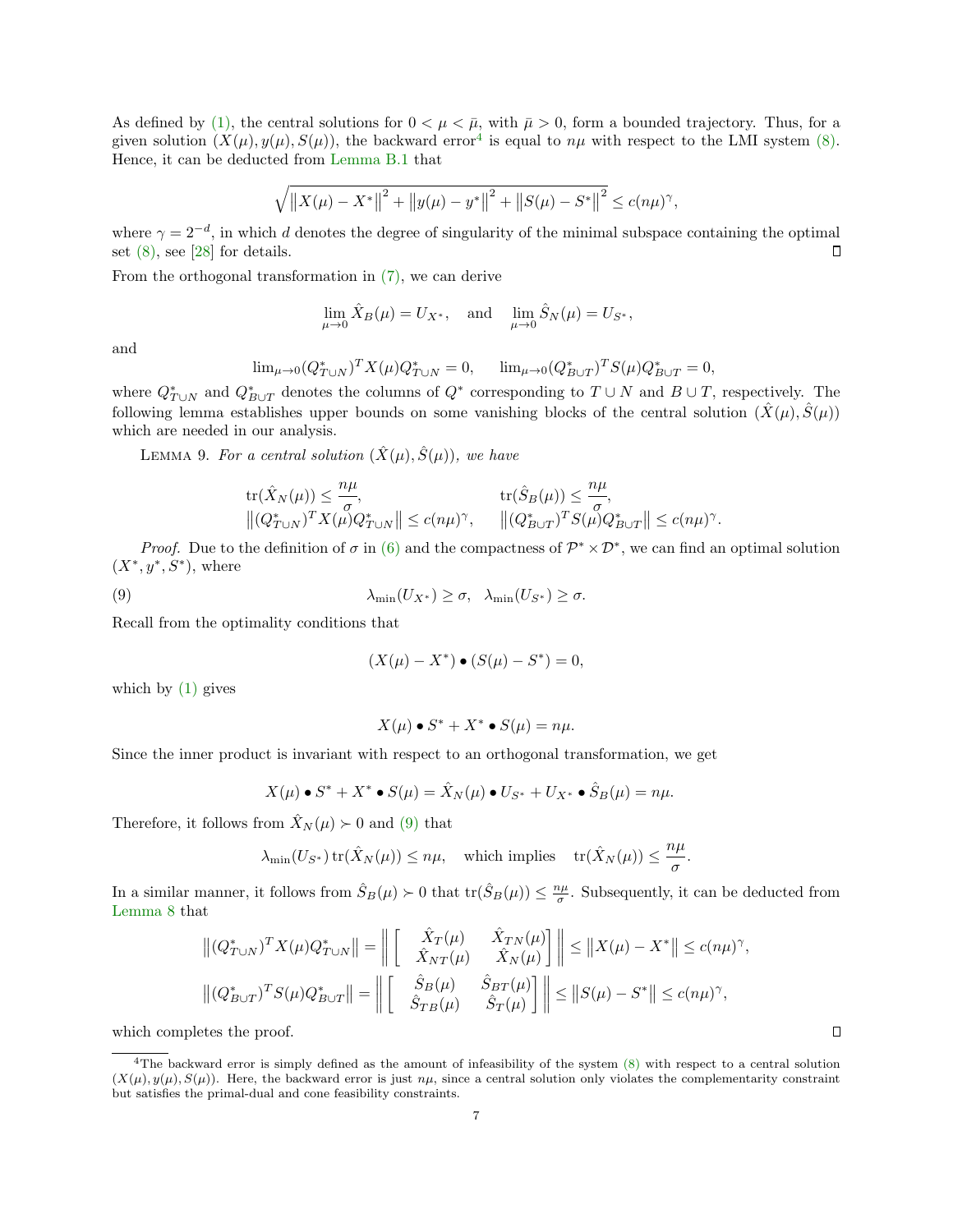As defined by (1), the central solutions for $0 < \mu < \bar{\mu}$, with $\bar{\mu} > 0$, form a bounded trajectory. Thus, for a given solution $(X(\mu), y(\mu), S(\mu))$, the backward error[4] is equal to $n\mu$ with respect to the LMI system (8). Hence, it can be deducted from Lemma B.1 that

$$\sqrt{\left\|X(\mu) - X^*\right\|^2 + \left\|y(\mu) - y^*\right\|^2 + \left\|S(\mu) - S^*\right\|^2} \leq c(n\mu)^\gamma,$$

where $\gamma = 2^{-d}$, in which $d$ denotes the degree of singularity of the minimal subspace containing the optimal set (8), see [28] for details. ◻

From the orthogonal transformation in (7), we can derive

$$\lim_{\mu \to 0} \hat{X}_B(\mu) = U_{X^*}, \quad \text{and} \quad \lim_{\mu \to 0} \hat{S}_N(\mu) = U_{S^*},$$

and

$$\lim_{\mu \to 0} (Q^*_{T \cup N})^T X(\mu) Q^*_{T \cup N} = 0, \qquad \lim_{\mu \to 0} (Q^*_{B \cup T})^T S(\mu) Q^*_{B \cup T} = 0,$$

where $Q^*_{T\cup N}$ and $Q^*_{B \cup T}$ denotes the columns of $Q^*$ corresponding to $T \cup N$ and $B \cup T$, respectively. The following lemma establishes upper bounds on some vanishing blocks of the central solution $(\hat{X}(\mu), \hat{S}(\mu))$ which are needed in our analysis.

Lemma 9. *For a central solution $(\hat{X}(\mu), \hat{S}(\mu))$, we have*

$$\begin{aligned}
&\operatorname{tr}(\hat{X}_N(\mu)) \leq \frac{n\mu}{\sigma}, && \operatorname{tr}(\hat{S}_B(\mu)) \leq \frac{n\mu}{\sigma}, \\
&\left\|(Q^*_{T\cup N})^T X(\mu) Q^*_{T \cup N}\right\| \leq c(n\mu)^\gamma, && \left\|(Q^*_{B\cup T})^T S(\mu) Q^*_{B \cup T}\right\| \leq c(n\mu)^\gamma.
\end{aligned}$$

*Proof.* Due to the definition of $\sigma$ in (6) and the compactness of $\mathcal{P}^* \times \mathcal{D}^*$, we can find an optimal solution $(X^*, y^*, S^*)$, where

$$\lambda_{\min}(U_{X^*}) \geq \sigma, \quad \lambda_{\min}(U_{S^*}) \geq \sigma. \tag{9}$$

Recall from the optimality conditions that

$$(X(\mu) - X^*) \bullet (S(\mu) - S^*) = 0,$$

which by (1) gives

$$X(\mu) \bullet S^* + X^* \bullet S(\mu) = n\mu.$$

Since the inner product is invariant with respect to an orthogonal transformation, we get

$$X(\mu) \bullet S^* + X^* \bullet S(\mu) = \hat{X}_N(\mu) \bullet U_{S^*} + U_{X^*} \bullet \hat{S}_B(\mu) = n\mu.$$

Therefore, it follows from $\hat{X}_N(\mu) \succ 0$ and (9) that

$$\lambda_{\min}(U_{S^*}) \operatorname{tr}(\hat{X}_N(\mu)) \leq n\mu, \quad \text{which implies} \quad \operatorname{tr}(\hat{X}_N(\mu)) \leq \frac{n\mu}{\sigma}.$$

In a similar manner, it follows from $\hat{S}_B(\mu) \succ 0$ that $\operatorname{tr}(\hat{S}_B(\mu)) \leq \frac{n\mu}{\sigma}$. Subsequently, it can be deducted from Lemma 8 that

$$\begin{aligned}
\left\|(Q^*_{T\cup N})^T X(\mu) Q^*_{T\cup N}\right\| &= \left\| \begin{bmatrix} \hat{X}_T(\mu) & \hat{X}_{TN}(\mu) \\ \hat{X}_{NT}(\mu) & \hat{X}_N(\mu) \end{bmatrix} \right\| \leq \left\|X(\mu) - X^*\right\| \leq c(n\mu)^\gamma, \\
\left\|(Q^*_{B\cup T})^T S(\mu) Q^*_{B\cup T}\right\| &= \left\| \begin{bmatrix} \hat{S}_B(\mu) & \hat{S}_{BT}(\mu) \\ \hat{S}_{TB}(\mu) & \hat{S}_T(\mu) \end{bmatrix} \right\| \leq \left\|S(\mu) - S^*\right\| \leq c(n\mu)^\gamma,
\end{aligned}$$

which completes the proof. ◻

[4] The backward error is simply defined as the amount of infeasibility of the system (8) with respect to a central solution $(X(\mu), y(\mu), S(\mu))$. Here, the backward error is just $n\mu$, since a central solution only violates the complementarity constraint but satisfies the primal-dual and cone feasibility constraints.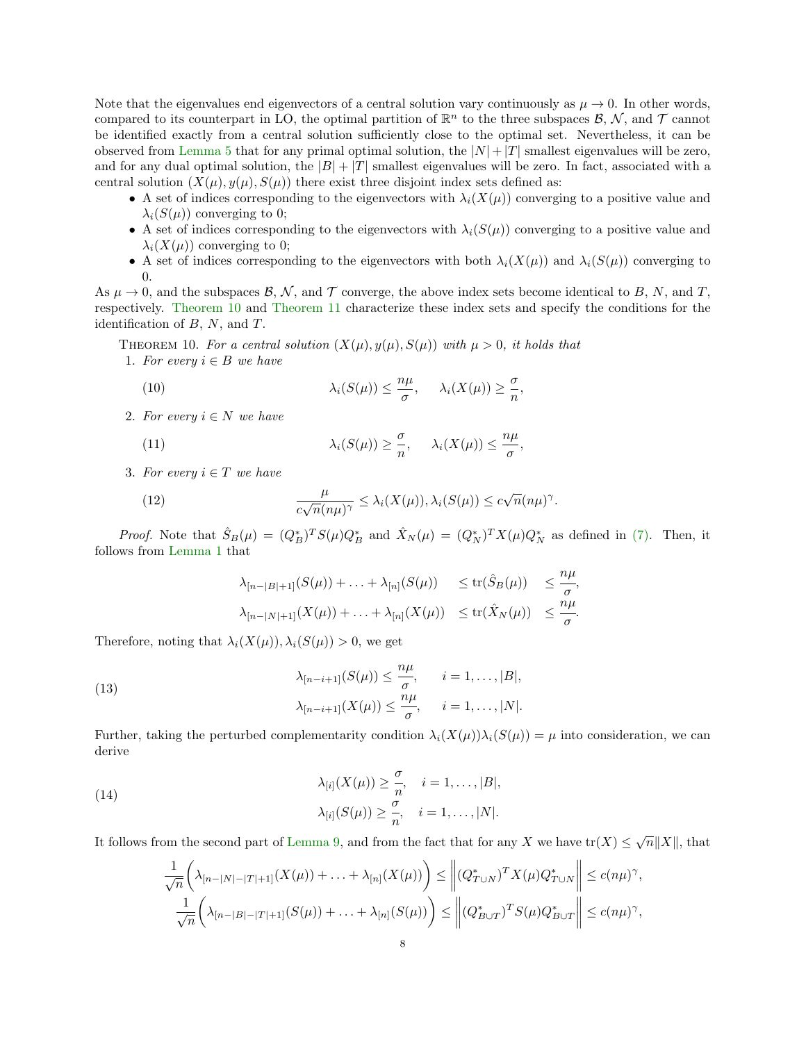Note that the eigenvalues end eigenvectors of a central solution vary continuously as $\mu \to 0$. In other words, compared to its counterpart in LO, the optimal partition of $\mathbb{R}^n$ to the three subspaces $\mathcal{B}$, $\mathcal{N}$, and $\mathcal{T}$ cannot be identified exactly from a central solution sufficiently close to the optimal set. Nevertheless, it can be observed from Lemma 5 that for any primal optimal solution, the $|N|+|T|$ smallest eigenvalues will be zero, and for any dual optimal solution, the $|B|+|T|$ smallest eigenvalues will be zero. In fact, associated with a central solution $(X(\mu), y(\mu), S(\mu))$ there exist three disjoint index sets defined as:

- A set of indices corresponding to the eigenvectors with $\lambda_i(X(\mu))$ converging to a positive value and $\lambda_i(S(\mu))$ converging to 0;
- A set of indices corresponding to the eigenvectors with $\lambda_i(S(\mu))$ converging to a positive value and $\lambda_i(X(\mu))$ converging to 0;
- A set of indices corresponding to the eigenvectors with both $\lambda_i(X(\mu))$ and $\lambda_i(S(\mu))$ converging to 0.

As $\mu \to 0$, and the subspaces $\mathcal{B}$, $\mathcal{N}$, and $\mathcal{T}$ converge, the above index sets become identical to $B$, $N$, and $T$, respectively. Theorem 10 and Theorem 11 characterize these index sets and specify the conditions for the identification of $B$, $N$, and $T$.

THEOREM 10. *For a central solution $(X(\mu), y(\mu), S(\mu))$ with $\mu > 0$, it holds that*

1. *For every $i \in B$ we have*

$$\lambda_i(S(\mu)) \leq \frac{n\mu}{\sigma}, \qquad \lambda_i(X(\mu)) \geq \frac{\sigma}{n}, \tag{10}$$

2. *For every $i \in N$ we have*

$$\lambda_i(S(\mu)) \geq \frac{\sigma}{n}, \qquad \lambda_i(X(\mu)) \leq \frac{n\mu}{\sigma}, \tag{11}$$

3. *For every $i \in T$ we have*

$$\frac{\mu}{c\sqrt{n}(n\mu)^\gamma} \leq \lambda_i(X(\mu)), \lambda_i(S(\mu)) \leq c\sqrt{n}(n\mu)^\gamma. \tag{12}$$

*Proof.* Note that $\hat{S}_B(\mu) = (Q_B^*)^T S(\mu) Q_B^*$ and $\hat{X}_N(\mu) = (Q_N^*)^T X(\mu) Q_N^*$ as defined in (7). Then, it follows from Lemma 1 that

$$\begin{aligned}
\lambda_{[n-|B|+1]}(S(\mu)) + \ldots + \lambda_{[n]}(S(\mu)) \quad &\leq \operatorname{tr}(\hat{S}_B(\mu)) \quad \leq \frac{n\mu}{\sigma},\\
\lambda_{[n-|N|+1]}(X(\mu)) + \ldots + \lambda_{[n]}(X(\mu)) \quad &\leq \operatorname{tr}(\hat{X}_N(\mu)) \quad \leq \frac{n\mu}{\sigma}.
\end{aligned}$$

Therefore, noting that $\lambda_i(X(\mu)), \lambda_i(S(\mu)) > 0$, we get

$$\begin{aligned}
\lambda_{[n-i+1]}(S(\mu)) &\leq \frac{n\mu}{\sigma}, \qquad i = 1, \ldots, |B|,\\
\lambda_{[n-i+1]}(X(\mu)) &\leq \frac{n\mu}{\sigma}, \qquad i = 1, \ldots, |N|.
\end{aligned} \tag{13}$$

Further, taking the perturbed complementarity condition $\lambda_i(X(\mu))\lambda_i(S(\mu)) = \mu$ into consideration, we can derive

$$\begin{aligned}
\lambda_{[i]}(X(\mu)) &\geq \frac{\sigma}{n}, \quad i = 1, \ldots, |B|,\\
\lambda_{[i]}(S(\mu)) &\geq \frac{\sigma}{n}, \quad i = 1, \ldots, |N|.
\end{aligned} \tag{14}$$

It follows from the second part of Lemma 9, and from the fact that for any $X$ we have $\operatorname{tr}(X) \leq \sqrt{n}\|X\|$, that

$$\begin{aligned}
\frac{1}{\sqrt{n}}\Big(\lambda_{[n-|N|-|T|+1]}(X(\mu)) + \ldots + \lambda_{[n]}(X(\mu))\Big) &\leq \Big\|(Q_{T\cup N}^*)^T X(\mu) Q_{T\cup N}^*\Big\| \leq c(n\mu)^\gamma,\\
\frac{1}{\sqrt{n}}\Big(\lambda_{[n-|B|-|T|+1]}(S(\mu)) + \ldots + \lambda_{[n]}(S(\mu))\Big) &\leq \Big\|(Q_{B\cup T}^*)^T S(\mu) Q_{B\cup T}^*\Big\| \leq c(n\mu)^\gamma,
\end{aligned}$$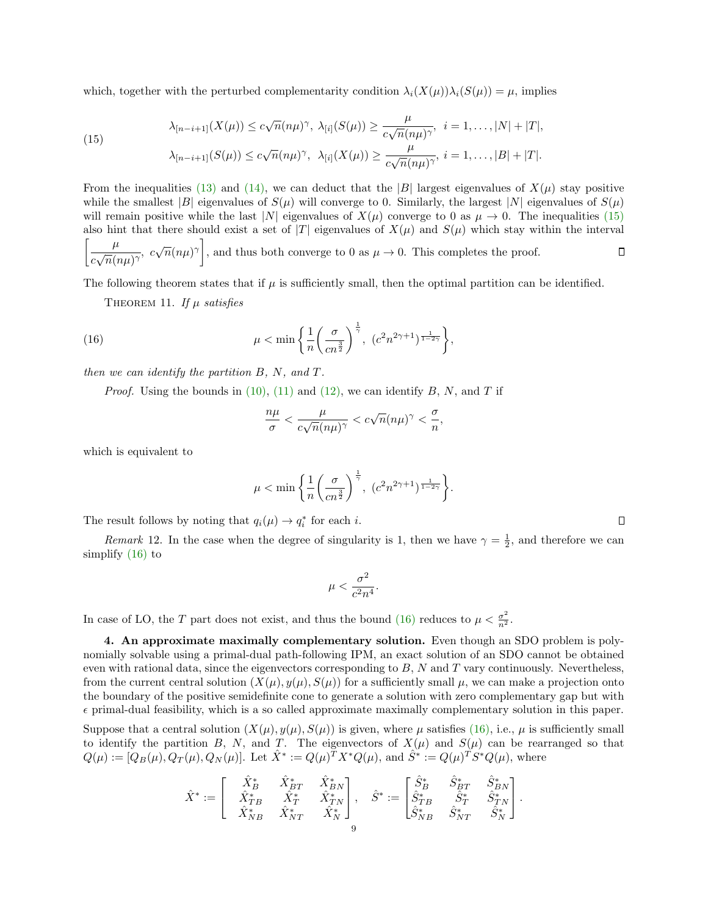which, together with the perturbed complementarity condition $\lambda_i(X(\mu))\lambda_i(S(\mu)) = \mu$, implies

$$
\begin{aligned}
&\lambda_{[n-i+1]}(X(\mu)) \leq c\sqrt{n}(n\mu)^\gamma,\ \lambda_{[i]}(S(\mu)) \geq \frac{\mu}{c\sqrt{n}(n\mu)^\gamma},\ \ i = 1,\dots,|N|+|T|,\\
&\lambda_{[n-i+1]}(S(\mu)) \leq c\sqrt{n}(n\mu)^\gamma,\ \ \lambda_{[i]}(X(\mu)) \geq \frac{\mu}{c\sqrt{n}(n\mu)^\gamma},\ i = 1,\dots,|B|+|T|.
\end{aligned}
\tag{15}
$$

From the inequalities (13) and (14), we can deduct that the $|B|$ largest eigenvalues of $X(\mu)$ stay positive while the smallest $|B|$ eigenvalues of $S(\mu)$ will converge to 0. Similarly, the largest $|N|$ eigenvalues of $S(\mu)$ will remain positive while the last $|N|$ eigenvalues of $X(\mu)$ converge to 0 as $\mu \to 0$. The inequalities (15) also hint that there should exist a set of $|T|$ eigenvalues of $X(\mu)$ and $S(\mu)$ which stay within the interval $\left[\frac{\mu}{c\sqrt{n}(n\mu)^\gamma},\ c\sqrt{n}(n\mu)^\gamma\right]$, and thus both converge to 0 as $\mu \to 0$. This completes the proof. ∎

The following theorem states that if $\mu$ is sufficiently small, then the optimal partition can be identified.

THEOREM 11. *If $\mu$ satisfies*

$$
\mu < \min\left\{\frac{1}{n}\left(\frac{\sigma}{cn^{\frac{3}{2}}}\right)^{\frac{1}{\gamma}},\ (c^2n^{2\gamma+1})^{\frac{1}{1-2\gamma}}\right\},
\tag{16}
$$

*then we can identify the partition $B$, $N$, and $T$.*

*Proof.* Using the bounds in (10), (11) and (12), we can identify $B$, $N$, and $T$ if

$$
\frac{n\mu}{\sigma} < \frac{\mu}{c\sqrt{n}(n\mu)^\gamma} < c\sqrt{n}(n\mu)^\gamma < \frac{\sigma}{n},
$$

which is equivalent to

$$
\mu < \min\left\{\frac{1}{n}\left(\frac{\sigma}{cn^{\frac{3}{2}}}\right)^{\frac{1}{\gamma}},\ (c^2n^{2\gamma+1})^{\frac{1}{1-2\gamma}}\right\}.
$$

The result follows by noting that $q_i(\mu) \to q_i^*$ for each $i$. ∎

*Remark* 12. In the case when the degree of singularity is 1, then we have $\gamma = \frac{1}{2}$, and therefore we can simplify (16) to

$$
\mu < \frac{\sigma^2}{c^2n^4}.
$$

In case of LO, the $T$ part does not exist, and thus the bound (16) reduces to $\mu < \frac{\sigma^2}{n^2}$.

**4. An approximate maximally complementary solution.** Even though an SDO problem is polynomially solvable using a primal-dual path-following IPM, an exact solution of an SDO cannot be obtained even with rational data, since the eigenvectors corresponding to $B$, $N$ and $T$ vary continuously. Nevertheless, from the current central solution $(X(\mu), y(\mu), S(\mu))$ for a sufficiently small $\mu$, we can make a projection onto the boundary of the positive semidefinite cone to generate a solution with zero complementary gap but with $\epsilon$ primal-dual feasibility, which is a so called approximate maximally complementary solution in this paper.

Suppose that a central solution $(X(\mu), y(\mu), S(\mu))$ is given, where $\mu$ satisfies (16), i.e., $\mu$ is sufficiently small to identify the partition $B$, $N$, and $T$. The eigenvectors of $X(\mu)$ and $S(\mu)$ can be rearranged so that $Q(\mu) := [Q_B(\mu), Q_T(\mu), Q_N(\mu)]$. Let $\hat{X}^* := Q(\mu)^TX^*Q(\mu)$, and $\hat{S}^* := Q(\mu)^TS^*Q(\mu)$, where

$$
\hat{X}^* := \begin{bmatrix} \hat{X}_B^* & \hat{X}_{BT}^* & \hat{X}_{BN}^* \\ \hat{X}_{TB}^* & \hat{X}_T^* & \hat{X}_{TN}^* \\ \hat{X}_{NB}^* & \hat{X}_{NT}^* & \hat{X}_N^* \end{bmatrix}, \quad \hat{S}^* := \begin{bmatrix} \hat{S}_B^* & \hat{S}_{BT}^* & \hat{S}_{BN}^* \\ \hat{S}_{TB}^* & \hat{S}_T^* & \hat{S}_{TN}^* \\ \hat{S}_{NB}^* & \hat{S}_{NT}^* & \hat{S}_N^* \end{bmatrix}.
$$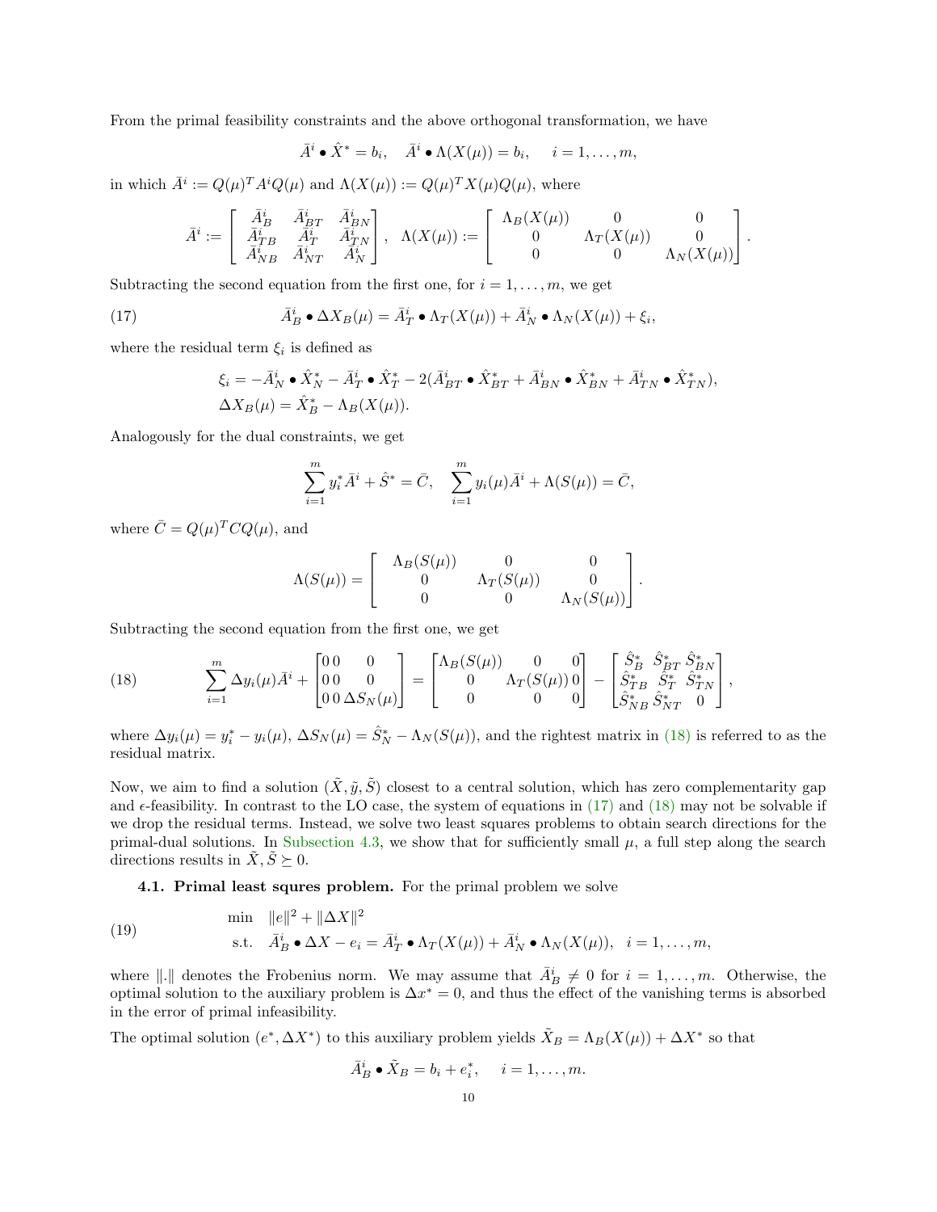From the primal feasibility constraints and the above orthogonal transformation, we have

$$\bar{A}^i \bullet \hat{X}^* = b_i, \quad \bar{A}^i \bullet \Lambda(X(\mu)) = b_i, \quad i = 1, \dots, m,$$

in which $\bar{A}^i := Q(\mu)^T A^i Q(\mu)$ and $\Lambda(X(\mu)) := Q(\mu)^T X(\mu) Q(\mu)$, where

$$\bar{A}^i := \begin{bmatrix} \bar{A}^i_B & \bar{A}^i_{BT} & \bar{A}^i_{BN} \\ \bar{A}^i_{TB} & \bar{A}^i_T & \bar{A}^i_{TN} \\ \bar{A}^i_{NB} & \bar{A}^i_{NT} & \bar{A}^i_N \end{bmatrix}, \quad \Lambda(X(\mu)) := \begin{bmatrix} \Lambda_B(X(\mu)) & 0 & 0 \\ 0 & \Lambda_T(X(\mu)) & 0 \\ 0 & 0 & \Lambda_N(X(\mu)) \end{bmatrix}.$$

Subtracting the second equation from the first one, for $i = 1, \dots, m$, we get

$$\bar{A}^i_B \bullet \Delta X_B(\mu) = \bar{A}^i_T \bullet \Lambda_T(X(\mu)) + \bar{A}^i_N \bullet \Lambda_N(X(\mu)) + \xi_i, \tag{17}$$

where the residual term $\xi_i$ is defined as

$$\begin{aligned} &\xi_i = -\bar{A}^i_N \bullet \hat{X}^*_N - \bar{A}^i_T \bullet \hat{X}^*_T - 2(\bar{A}^i_{BT} \bullet \hat{X}^*_{BT} + \bar{A}^i_{BN} \bullet \hat{X}^*_{BN} + \bar{A}^i_{TN} \bullet \hat{X}^*_{TN}), \\ &\Delta X_B(\mu) = \hat{X}^*_B - \Lambda_B(X(\mu)). \end{aligned}$$

Analogously for the dual constraints, we get

$$\sum_{i=1}^m y^*_i \bar{A}^i + \hat{S}^* = \bar{C}, \quad \sum_{i=1}^m y_i(\mu) \bar{A}^i + \Lambda(S(\mu)) = \bar{C},$$

where $\bar{C} = Q(\mu)^T C Q(\mu)$, and

$$\Lambda(S(\mu)) = \begin{bmatrix} \Lambda_B(S(\mu)) & 0 & 0 \\ 0 & \Lambda_T(S(\mu)) & 0 \\ 0 & 0 & \Lambda_N(S(\mu)) \end{bmatrix}.$$

Subtracting the second equation from the first one, we get

$$\sum_{i=1}^m \Delta y_i(\mu) \bar{A}^i + \begin{bmatrix} 0 & 0 & 0 \\ 0 & 0 & 0 \\ 0 & 0 & \Delta S_N(\mu) \end{bmatrix} = \begin{bmatrix} \Lambda_B(S(\mu)) & 0 & 0 \\ 0 & \Lambda_T(S(\mu)) & 0 \\ 0 & 0 & 0 \end{bmatrix} - \begin{bmatrix} \hat{S}^*_B & \hat{S}^*_{BT} & \hat{S}^*_{BN} \\ \hat{S}^*_{TB} & \hat{S}^*_T & \hat{S}^*_{TN} \\ \hat{S}^*_{NB} & \hat{S}^*_{NT} & 0 \end{bmatrix}, \tag{18}$$

where $\Delta y_i(\mu) = y^*_i - y_i(\mu)$, $\Delta S_N(\mu) = \hat{S}^*_N - \Lambda_N(S(\mu))$, and the rightest matrix in (18) is referred to as the residual matrix.

Now, we aim to find a solution $(\tilde{X}, \tilde{y}, \tilde{S})$ closest to a central solution, which has zero complementarity gap and $\epsilon$-feasibility. In contrast to the LO case, the system of equations in (17) and (18) may not be solvable if we drop the residual terms. Instead, we solve two least squares problems to obtain search directions for the primal-dual solutions. In Subsection 4.3, we show that for sufficiently small $\mu$, a full step along the search directions results in $\tilde{X}, \tilde{S} \succeq 0$.

### 4.1. Primal least squres problem.

For the primal problem we solve

$$\begin{aligned} \min \quad & \|e\|^2 + \|\Delta X\|^2 \\ \text{s.t.} \quad & \bar{A}^i_B \bullet \Delta X - e_i = \bar{A}^i_T \bullet \Lambda_T(X(\mu)) + \bar{A}^i_N \bullet \Lambda_N(X(\mu)), \quad i = 1, \dots, m, \end{aligned} \tag{19}$$

where $\|.\|$ denotes the Frobenius norm. We may assume that $\bar{A}^i_B \neq 0$ for $i = 1, \dots, m$. Otherwise, the optimal solution to the auxiliary problem is $\Delta x^* = 0$, and thus the effect of the vanishing terms is absorbed in the error of primal infeasibility.

The optimal solution $(e^*, \Delta X^*)$ to this auxiliary problem yields $\tilde{X}_B = \Lambda_B(X(\mu)) + \Delta X^*$ so that

$$\bar{A}^i_B \bullet \tilde{X}_B = b_i + e^*_i, \quad i = 1, \dots, m.$$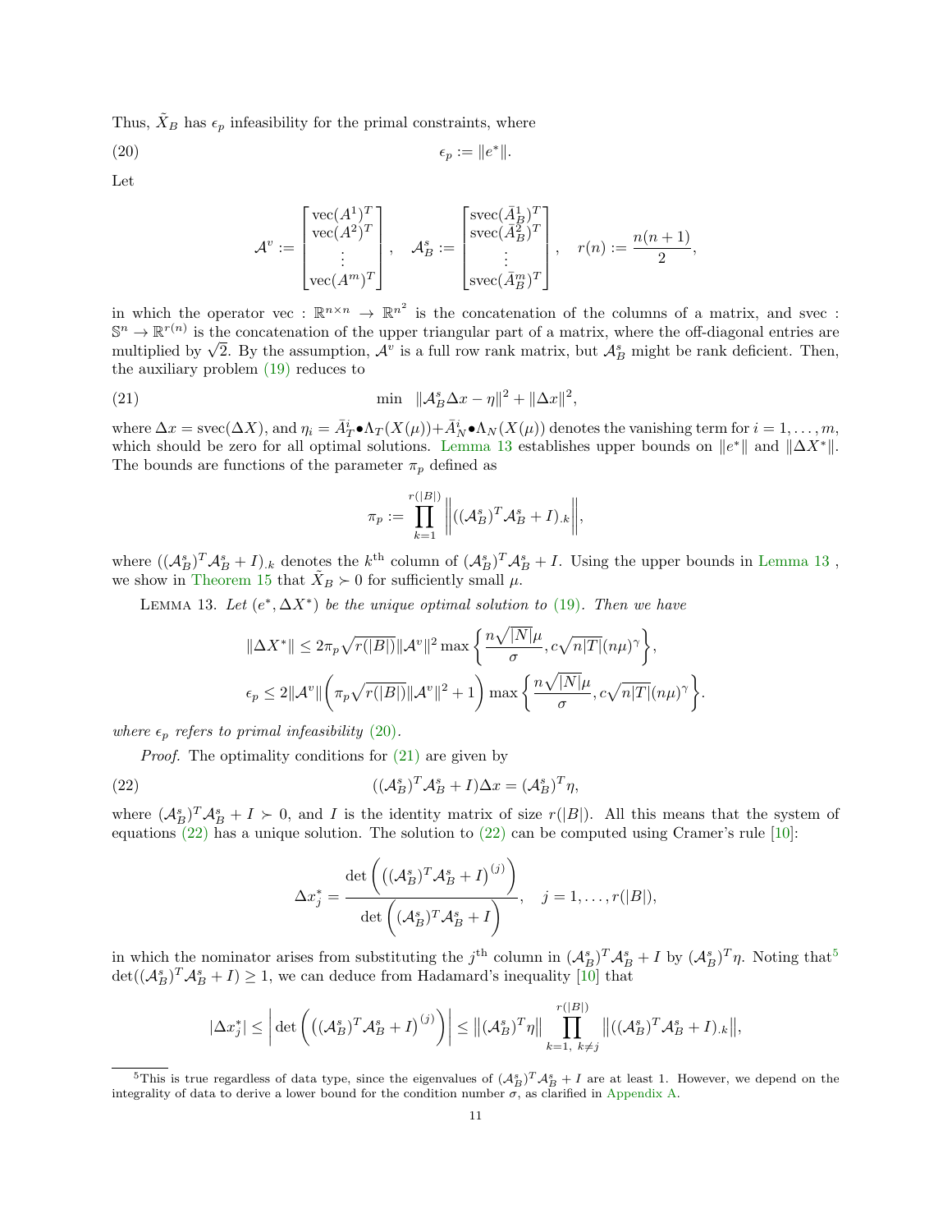Thus, $\tilde{X}_B$ has $\epsilon_p$ infeasibility for the primal constraints, where

$$\epsilon_p := \|e^*\|. \tag{20}$$

Let

$$\mathcal{A}^v := \begin{bmatrix} \operatorname{vec}(A^1)^T \\ \operatorname{vec}(A^2)^T \\ \vdots \\ \operatorname{vec}(A^m)^T \end{bmatrix}, \quad \mathcal{A}^s_B := \begin{bmatrix} \operatorname{svec}(\bar{A}^1_B)^T \\ \operatorname{svec}(\bar{A}^2_B)^T \\ \vdots \\ \operatorname{svec}(\bar{A}^m_B)^T \end{bmatrix}, \quad r(n) := \frac{n(n+1)}{2},$$

in which the operator $\operatorname{vec} : \mathbb{R}^{n\times n} \to \mathbb{R}^{n^2}$ is the concatenation of the columns of a matrix, and $\operatorname{svec} : \mathbb{S}^n \to \mathbb{R}^{r(n)}$ is the concatenation of the upper triangular part of a matrix, where the off-diagonal entries are multiplied by $\sqrt{2}$. By the assumption, $\mathcal{A}^v$ is a full row rank matrix, but $\mathcal{A}^s_B$ might be rank deficient. Then, the auxiliary problem (19) reduces to

$$\min \quad \|\mathcal{A}^s_B \Delta x - \eta\|^2 + \|\Delta x\|^2, \tag{21}$$

where $\Delta x = \operatorname{svec}(\Delta X)$, and $\eta_i = \bar{A}^i_T \bullet \Lambda_T(X(\mu)) + \bar{A}^i_N \bullet \Lambda_N(X(\mu))$ denotes the vanishing term for $i = 1, \dots, m$, which should be zero for all optimal solutions. Lemma 13 establishes upper bounds on $\|e^*\|$ and $\|\Delta X^*\|$. The bounds are functions of the parameter $\pi_p$ defined as

$$\pi_p := \prod_{k=1}^{r(|B|)} \left\| ((\mathcal{A}^s_B)^T \mathcal{A}^s_B + I)_{.k} \right\|,$$

where $((\mathcal{A}^s_B)^T \mathcal{A}^s_B + I)_{.k}$ denotes the $k^{\text{th}}$ column of $(\mathcal{A}^s_B)^T \mathcal{A}^s_B + I$. Using the upper bounds in Lemma 13 , we show in Theorem 15 that $\tilde{X}_B \succ 0$ for sufficiently small $\mu$.

Lemma 13. *Let $(e^*, \Delta X^*)$ be the unique optimal solution to (19). Then we have*

$$\|\Delta X^*\| \leq 2\pi_p \sqrt{r(|B|)} \|\mathcal{A}^v\|^2 \max\left\{ \frac{n\sqrt{|N|}\mu}{\sigma}, c\sqrt{n|T|}(n\mu)^\gamma \right\},$$

$$\epsilon_p \leq 2\|\mathcal{A}^v\| \left( \pi_p \sqrt{r(|B|)} \|\mathcal{A}^v\|^2 + 1 \right) \max\left\{ \frac{n\sqrt{|N|}\mu}{\sigma}, c\sqrt{n|T|}(n\mu)^\gamma \right\}.$$

*where $\epsilon_p$ refers to primal infeasibility (20).*

*Proof.* The optimality conditions for (21) are given by

$$((\mathcal{A}^s_B)^T \mathcal{A}^s_B + I)\Delta x = (\mathcal{A}^s_B)^T \eta, \tag{22}$$

where $(\mathcal{A}^s_B)^T \mathcal{A}^s_B + I \succ 0$, and $I$ is the identity matrix of size $r(|B|)$. All this means that the system of equations (22) has a unique solution. The solution to (22) can be computed using Cramer's rule [10]:

$$\Delta x^*_j = \frac{\det\left( \left( (\mathcal{A}^s_B)^T \mathcal{A}^s_B + I \right)^{(j)} \right)}{\det\left( (\mathcal{A}^s_B)^T \mathcal{A}^s_B + I \right)}, \quad j = 1, \dots, r(|B|),$$

in which the nominator arises from substituting the $j^{\text{th}}$ column in $(\mathcal{A}^s_B)^T \mathcal{A}^s_B + I$ by $(\mathcal{A}^s_B)^T \eta$. Noting that[5] $\det((\mathcal{A}^s_B)^T \mathcal{A}^s_B + I) \geq 1$, we can deduce from Hadamard's inequality [10] that

$$|\Delta x^*_j| \leq \left| \det\left( \left( (\mathcal{A}^s_B)^T \mathcal{A}^s_B + I \right)^{(j)} \right) \right| \leq \left\| (\mathcal{A}^s_B)^T \eta \right\| \prod_{k=1,\ k\neq j}^{r(|B|)} \left\| ((\mathcal{A}^s_B)^T \mathcal{A}^s_B + I)_{.k} \right\|,$$

[5] This is true regardless of data type, since the eigenvalues of $(\mathcal{A}^s_B)^T \mathcal{A}^s_B + I$ are at least 1. However, we depend on the integrality of data to derive a lower bound for the condition number $\sigma$, as clarified in Appendix A.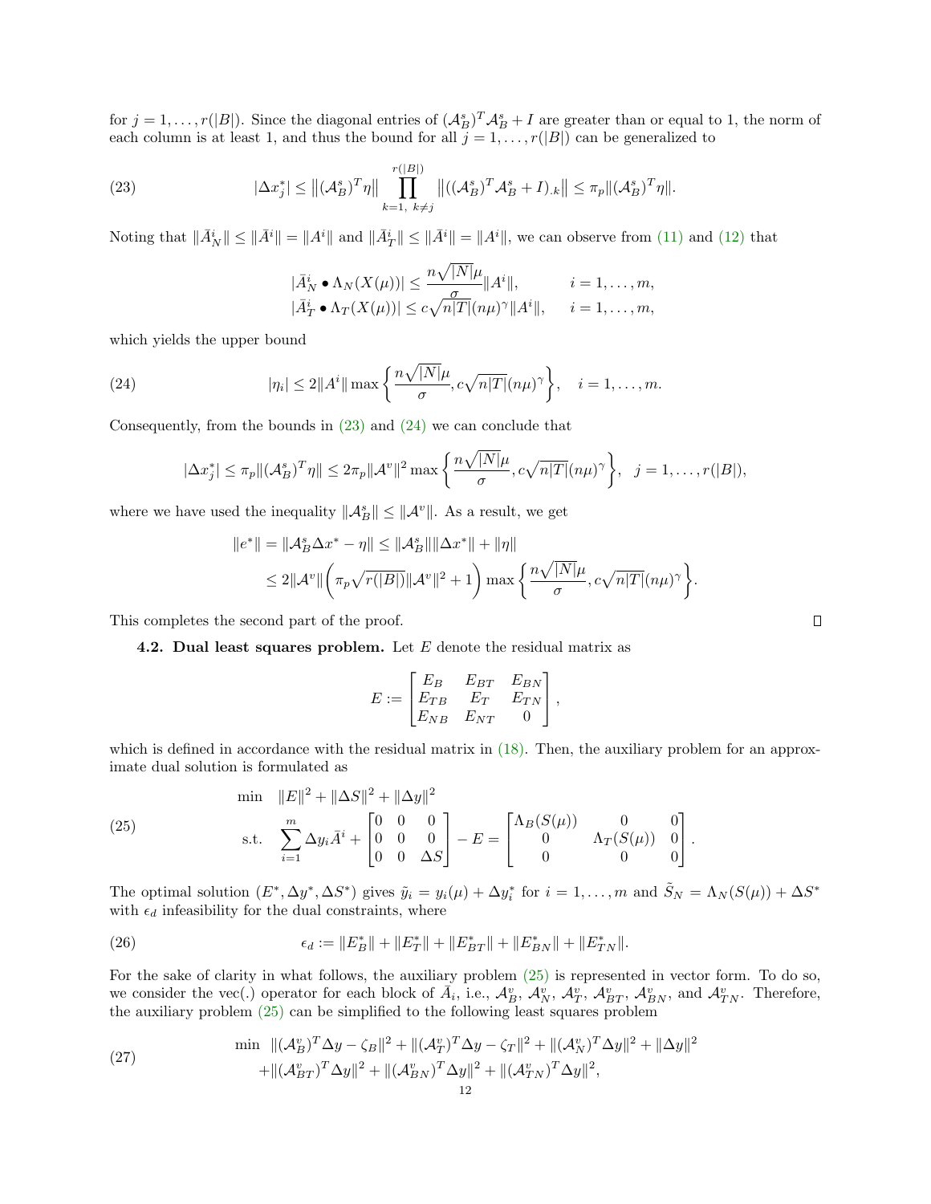for $j = 1, \ldots, r(|B|)$. Since the diagonal entries of $(\mathcal{A}_B^s)^T\mathcal{A}_B^s + I$ are greater than or equal to 1, the norm of each column is at least 1, and thus the bound for all $j = 1, \ldots, r(|B|)$ can be generalized to

$$
|\Delta x_j^*| \le \left\|(\mathcal{A}_B^s)^T\eta\right\| \prod_{k=1,\ k\neq j}^{r(|B|)} \left\|((\mathcal{A}_B^s)^T\mathcal{A}_B^s + I)_{.k}\right\| \le \pi_p \|(\mathcal{A}_B^s)^T\eta\|. \tag{23}
$$

Noting that $\|\bar{A}_N^i\| \le \|\bar{A}^i\| = \|A^i\|$ and $\|\bar{A}_T^i\| \le \|\bar{A}^i\| = \|A^i\|$, we can observe from (11) and (12) that

$$
\begin{aligned}
|\bar{A}_N^i \bullet \Lambda_N(X(\mu))| &\le \frac{n\sqrt{|N|}\mu}{\sigma}\|A^i\|, \qquad && i = 1, \ldots, m,\\
|\bar{A}_T^i \bullet \Lambda_T(X(\mu))| &\le c\sqrt{n|T|}(n\mu)^\gamma\|A^i\|, \qquad && i = 1, \ldots, m,
\end{aligned}
$$

which yields the upper bound

$$
|\eta_i| \le 2\|A^i\| \max\left\{\frac{n\sqrt{|N|}\mu}{\sigma}, c\sqrt{n|T|}(n\mu)^\gamma\right\}, \quad i = 1, \ldots, m. \tag{24}
$$

Consequently, from the bounds in (23) and (24) we can conclude that

$$
|\Delta x_j^*| \le \pi_p\|(\mathcal{A}_B^s)^T\eta\| \le 2\pi_p\|\mathcal{A}^v\|^2 \max\left\{\frac{n\sqrt{|N|}\mu}{\sigma}, c\sqrt{n|T|}(n\mu)^\gamma\right\}, \quad j = 1, \ldots, r(|B|),
$$

where we have used the inequality $\|\mathcal{A}_B^s\| \le \|\mathcal{A}^v\|$. As a result, we get

$$
\begin{aligned}
\|e^*\| &= \|\mathcal{A}_B^s\Delta x^* - \eta\| \le \|\mathcal{A}_B^s\|\|\Delta x^*\| + \|\eta\|\\
&\le 2\|\mathcal{A}^v\|\left(\pi_p\sqrt{r(|B|)}\|\mathcal{A}^v\|^2 + 1\right)\max\left\{\frac{n\sqrt{|N|}\mu}{\sigma}, c\sqrt{n|T|}(n\mu)^\gamma\right\}.
\end{aligned}
$$

This completes the second part of the proof. ∎

**4.2. Dual least squares problem.** Let $E$ denote the residual matrix as

$$
E := \begin{bmatrix} E_B & E_{BT} & E_{BN}\\ E_{TB} & E_T & E_{TN}\\ E_{NB} & E_{NT} & 0 \end{bmatrix},
$$

which is defined in accordance with the residual matrix in (18). Then, the auxiliary problem for an approximate dual solution is formulated as

$$
\begin{aligned}
\min \quad & \|E\|^2 + \|\Delta S\|^2 + \|\Delta y\|^2\\
\text{s.t.} \quad & \sum_{i=1}^m \Delta y_i \bar{A}^i + \begin{bmatrix} 0 & 0 & 0\\ 0 & 0 & 0\\ 0 & 0 & \Delta S\end{bmatrix} - E = \begin{bmatrix} \Lambda_B(S(\mu)) & 0 & 0\\ 0 & \Lambda_T(S(\mu)) & 0\\ 0 & 0 & 0\end{bmatrix}.
\end{aligned} \tag{25}
$$

The optimal solution $(E^*, \Delta y^*, \Delta S^*)$ gives $\tilde{y}_i = y_i(\mu) + \Delta y_i^*$ for $i = 1, \ldots, m$ and $\tilde{S}_N = \Lambda_N(S(\mu)) + \Delta S^*$ with $\epsilon_d$ infeasibility for the dual constraints, where

$$
\epsilon_d := \|E_B^*\| + \|E_T^*\| + \|E_{BT}^*\| + \|E_{BN}^*\| + \|E_{TN}^*\|. \tag{26}
$$

For the sake of clarity in what follows, the auxiliary problem (25) is represented in vector form. To do so, we consider the vec(.) operator for each block of $\bar{A}_i$, i.e., $\mathcal{A}_B^v$, $\mathcal{A}_N^v$, $\mathcal{A}_T^v$, $\mathcal{A}_{BT}^v$, $\mathcal{A}_{BN}^v$, and $\mathcal{A}_{TN}^v$. Therefore, the auxiliary problem (25) can be simplified to the following least squares problem

$$
\begin{aligned}
\min \quad & \|(\mathcal{A}_B^v)^T\Delta y - \zeta_B\|^2 + \|(\mathcal{A}_T^v)^T\Delta y - \zeta_T\|^2 + \|(\mathcal{A}_N^v)^T\Delta y\|^2 + \|\Delta y\|^2\\
& + \|(\mathcal{A}_{BT}^v)^T\Delta y\|^2 + \|(\mathcal{A}_{BN}^v)^T\Delta y\|^2 + \|(\mathcal{A}_{TN}^v)^T\Delta y\|^2,
\end{aligned} \tag{27}
$$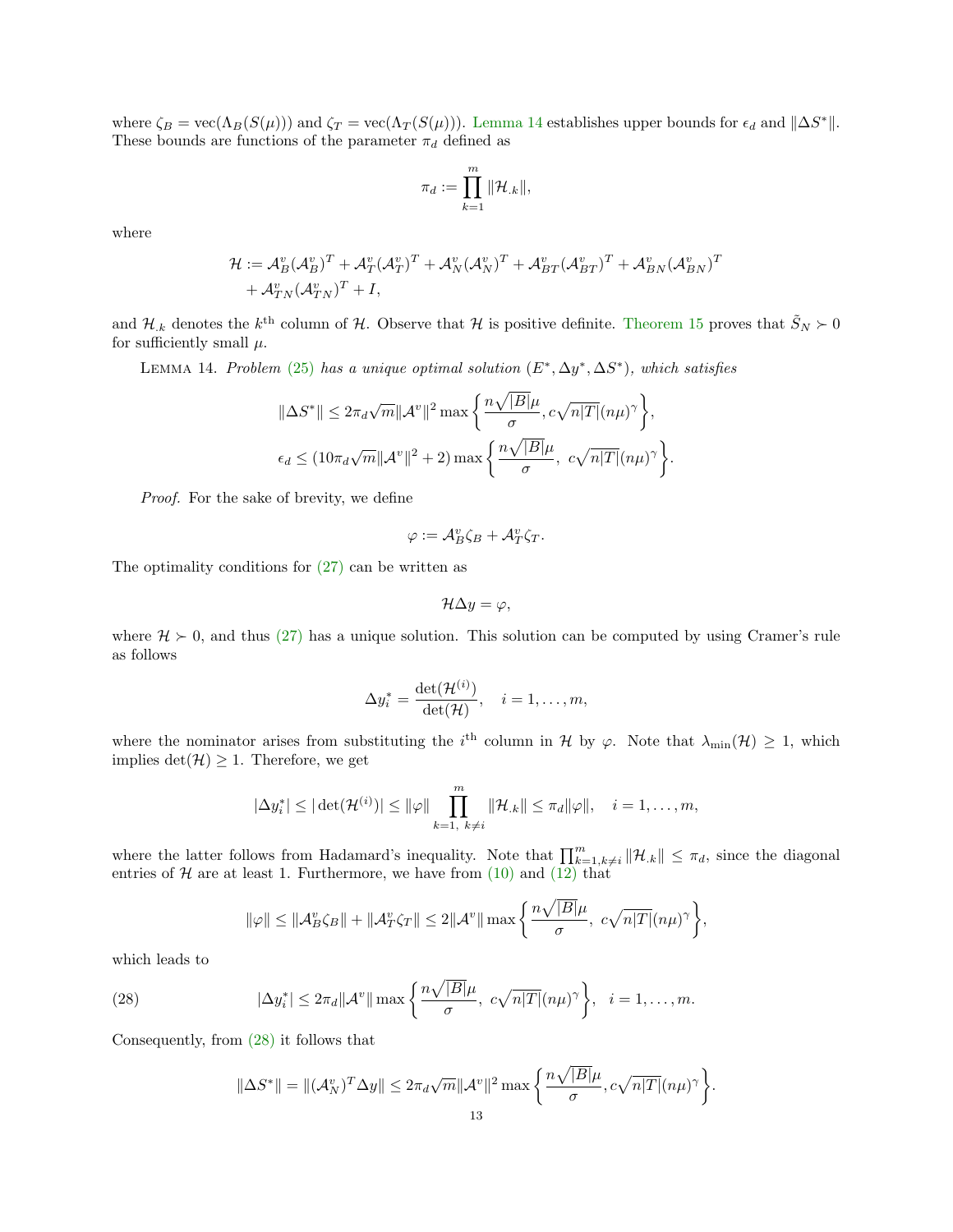where $\zeta_B = \mathrm{vec}(\Lambda_B(S(\mu)))$ and $\zeta_T = \mathrm{vec}(\Lambda_T(S(\mu)))$. Lemma 14 establishes upper bounds for $\epsilon_d$ and $\|\Delta S^*\|$. These bounds are functions of the parameter $\pi_d$ defined as

$$\pi_d := \prod_{k=1}^{m} \|\mathcal{H}_{.k}\|,$$

where

$$\begin{aligned}\mathcal{H} := \,& \mathcal{A}^v_B(\mathcal{A}^v_B)^T + \mathcal{A}^v_T(\mathcal{A}^v_T)^T + \mathcal{A}^v_N(\mathcal{A}^v_N)^T + \mathcal{A}^v_{BT}(\mathcal{A}^v_{BT})^T + \mathcal{A}^v_{BN}(\mathcal{A}^v_{BN})^T \\ &+ \mathcal{A}^v_{TN}(\mathcal{A}^v_{TN})^T + I,\end{aligned}$$

and $\mathcal{H}_{.k}$ denotes the $k^{\text{th}}$ column of $\mathcal{H}$. Observe that $\mathcal{H}$ is positive definite. Theorem 15 proves that $\tilde{S}_N \succ 0$ for sufficiently small $\mu$.

LEMMA 14. *Problem (25) has a unique optimal solution $(E^*, \Delta y^*, \Delta S^*)$, which satisfies*

$$\|\Delta S^*\| \leq 2\pi_d\sqrt{m}\|\mathcal{A}^v\|^2 \max\left\{\frac{n\sqrt{|B|}\mu}{\sigma}, c\sqrt{n|T|}(n\mu)^\gamma\right\},$$

$$\epsilon_d \leq (10\pi_d\sqrt{m}\|\mathcal{A}^v\|^2 + 2)\max\left\{\frac{n\sqrt{|B|}\mu}{\sigma},\ c\sqrt{n|T|}(n\mu)^\gamma\right\}.$$

*Proof.* For the sake of brevity, we define

$$\varphi := \mathcal{A}^v_B\zeta_B + \mathcal{A}^v_T\zeta_T.$$

The optimality conditions for (27) can be written as

$$\mathcal{H}\Delta y = \varphi,$$

where $\mathcal{H} \succ 0$, and thus (27) has a unique solution. This solution can be computed by using Cramer's rule as follows

$$\Delta y^*_i = \frac{\det(\mathcal{H}^{(i)})}{\det(\mathcal{H})}, \quad i = 1, \ldots, m,$$

where the nominator arises from substituting the $i^{\text{th}}$ column in $\mathcal{H}$ by $\varphi$. Note that $\lambda_{\min}(\mathcal{H}) \geq 1$, which implies $\det(\mathcal{H}) \geq 1$. Therefore, we get

$$|\Delta y^*_i| \leq |\det(\mathcal{H}^{(i)})| \leq \|\varphi\| \prod_{k=1,\ k\neq i}^{m} \|\mathcal{H}_{.k}\| \leq \pi_d\|\varphi\|, \quad i = 1, \ldots, m,$$

where the latter follows from Hadamard's inequality. Note that $\prod_{k=1,k\neq i}^{m}\|\mathcal{H}_{.k}\| \leq \pi_d$, since the diagonal entries of $\mathcal{H}$ are at least 1. Furthermore, we have from (10) and (12) that

$$\|\varphi\| \leq \|\mathcal{A}^v_B\zeta_B\| + \|\mathcal{A}^v_T\zeta_T\| \leq 2\|\mathcal{A}^v\|\max\left\{\frac{n\sqrt{|B|}\mu}{\sigma},\ c\sqrt{n|T|}(n\mu)^\gamma\right\},$$

which leads to

$$|\Delta y^*_i| \leq 2\pi_d\|\mathcal{A}^v\|\max\left\{\frac{n\sqrt{|B|}\mu}{\sigma},\ c\sqrt{n|T|}(n\mu)^\gamma\right\}, \quad i = 1, \ldots, m. \tag{28}$$

Consequently, from (28) it follows that

$$\|\Delta S^*\| = \|(\mathcal{A}^v_N)^T\Delta y\| \leq 2\pi_d\sqrt{m}\|\mathcal{A}^v\|^2 \max\left\{\frac{n\sqrt{|B|}\mu}{\sigma}, c\sqrt{n|T|}(n\mu)^\gamma\right\}.$$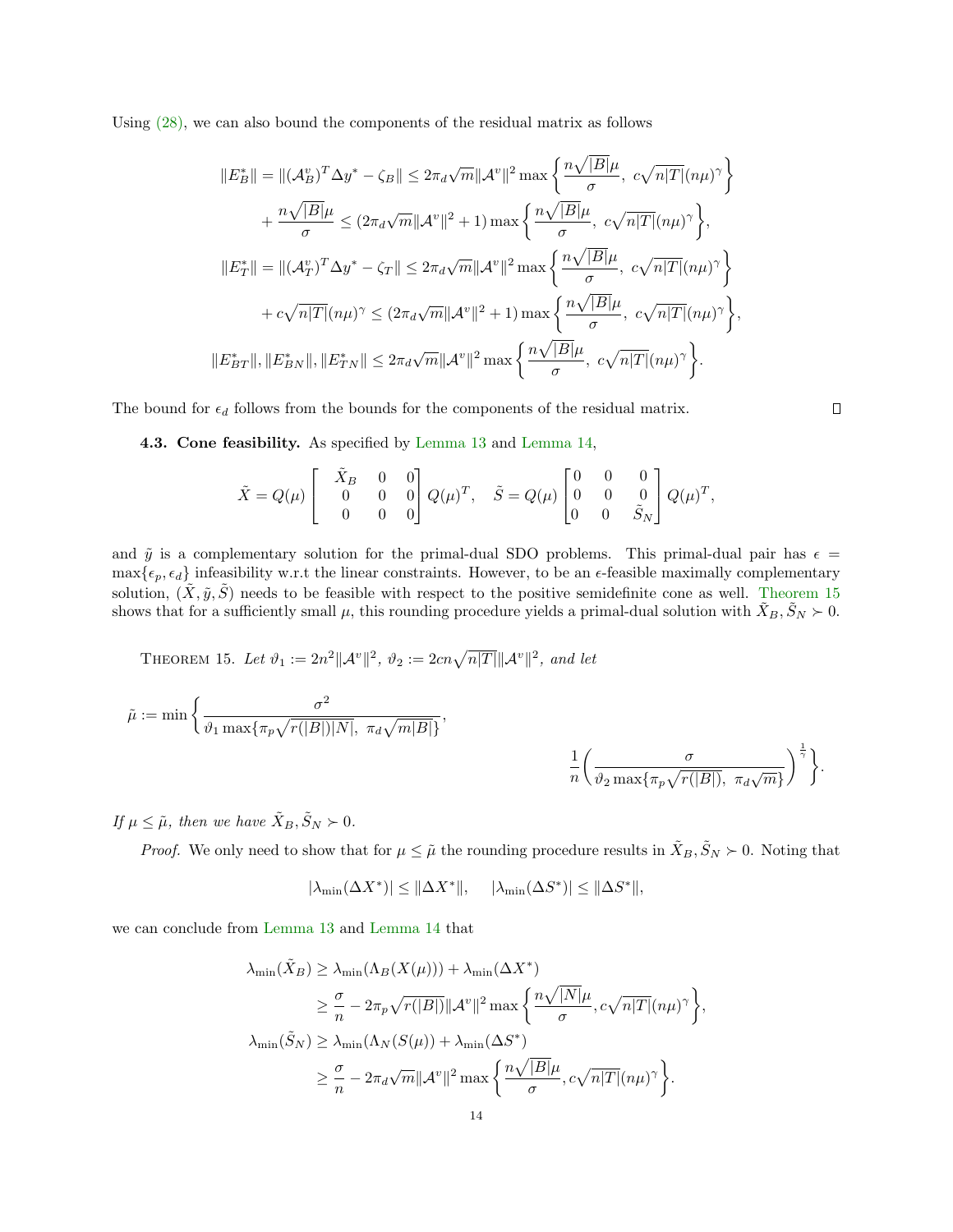Using (28), we can also bound the components of the residual matrix as follows

$$
\begin{aligned}
\|E_B^*\| &= \|(\mathcal{A}_B^v)^T \Delta y^* - \zeta_B\| \leq 2\pi_d \sqrt{m} \|\mathcal{A}^v\|^2 \max\left\{ \frac{n\sqrt{|B|}\mu}{\sigma},\ c\sqrt{n|T|}(n\mu)^\gamma \right\} \\
&\quad + \frac{n\sqrt{|B|}\mu}{\sigma} \leq (2\pi_d \sqrt{m}\|\mathcal{A}^v\|^2 + 1) \max\left\{ \frac{n\sqrt{|B|}\mu}{\sigma},\ c\sqrt{n|T|}(n\mu)^\gamma \right\}, \\
\|E_T^*\| &= \|(\mathcal{A}_T^v)^T \Delta y^* - \zeta_T\| \leq 2\pi_d \sqrt{m} \|\mathcal{A}^v\|^2 \max\left\{ \frac{n\sqrt{|B|}\mu}{\sigma},\ c\sqrt{n|T|}(n\mu)^\gamma \right\} \\
&\quad + c\sqrt{n|T|}(n\mu)^\gamma \leq (2\pi_d \sqrt{m}\|\mathcal{A}^v\|^2 + 1) \max\left\{ \frac{n\sqrt{|B|}\mu}{\sigma},\ c\sqrt{n|T|}(n\mu)^\gamma \right\}, \\
\|E_{BT}^*\|, \|E_{BN}^*\|, \|E_{TN}^*\| &\leq 2\pi_d \sqrt{m} \|\mathcal{A}^v\|^2 \max\left\{ \frac{n\sqrt{|B|}\mu}{\sigma},\ c\sqrt{n|T|}(n\mu)^\gamma \right\}.
\end{aligned}
$$

The bound for $\epsilon_d$ follows from the bounds for the components of the residual matrix. ∎

**4.3. Cone feasibility.** As specified by Lemma 13 and Lemma 14,

$$
\tilde{X} = Q(\mu) \begin{bmatrix} \tilde{X}_B & 0 & 0 \\ 0 & 0 & 0 \\ 0 & 0 & 0 \end{bmatrix} Q(\mu)^T, \quad \tilde{S} = Q(\mu) \begin{bmatrix} 0 & 0 & 0 \\ 0 & 0 & 0 \\ 0 & 0 & \tilde{S}_N \end{bmatrix} Q(\mu)^T,
$$

and $\tilde{y}$ is a complementary solution for the primal-dual SDO problems. This primal-dual pair has $\epsilon = \max\{\epsilon_p, \epsilon_d\}$ infeasibility w.r.t the linear constraints. However, to be an $\epsilon$-feasible maximally complementary solution, $(\tilde{X}, \tilde{y}, \tilde{S})$ needs to be feasible with respect to the positive semidefinite cone as well. Theorem 15 shows that for a sufficiently small $\mu$, this rounding procedure yields a primal-dual solution with $\tilde{X}_B, \tilde{S}_N \succ 0$.

THEOREM 15. *Let $\vartheta_1 := 2n^2\|\mathcal{A}^v\|^2$, $\vartheta_2 := 2cn\sqrt{n|T|}\|\mathcal{A}^v\|^2$, and let*

$$
\tilde{\mu} := \min\left\{ \frac{\sigma^2}{\vartheta_1 \max\{\pi_p \sqrt{r(|B|)|N|},\ \pi_d\sqrt{m|B|}\}}, \frac{1}{n}\left( \frac{\sigma}{\vartheta_2 \max\{\pi_p\sqrt{r(|B|)},\ \pi_d\sqrt{m}\}} \right)^{\frac{1}{\gamma}} \right\}.
$$

*If $\mu \leq \tilde{\mu}$, then we have $\tilde{X}_B, \tilde{S}_N \succ 0$.*

*Proof.* We only need to show that for $\mu \leq \tilde{\mu}$ the rounding procedure results in $\tilde{X}_B, \tilde{S}_N \succ 0$. Noting that

$$
|\lambda_{\min}(\Delta X^*)| \leq \|\Delta X^*\|, \quad |\lambda_{\min}(\Delta S^*)| \leq \|\Delta S^*\|,
$$

we can conclude from Lemma 13 and Lemma 14 that

$$
\begin{aligned}
\lambda_{\min}(\tilde{X}_B) &\geq \lambda_{\min}(\Lambda_B(X(\mu))) + \lambda_{\min}(\Delta X^*) \\
&\geq \frac{\sigma}{n} - 2\pi_p\sqrt{r(|B|)}\|\mathcal{A}^v\|^2 \max\left\{ \frac{n\sqrt{|N|}\mu}{\sigma}, c\sqrt{n|T|}(n\mu)^\gamma \right\}, \\
\lambda_{\min}(\tilde{S}_N) &\geq \lambda_{\min}(\Lambda_N(S(\mu)) + \lambda_{\min}(\Delta S^*) \\
&\geq \frac{\sigma}{n} - 2\pi_d\sqrt{m}\|\mathcal{A}^v\|^2 \max\left\{ \frac{n\sqrt{|B|}\mu}{\sigma}, c\sqrt{n|T|}(n\mu)^\gamma \right\}.
\end{aligned}
$$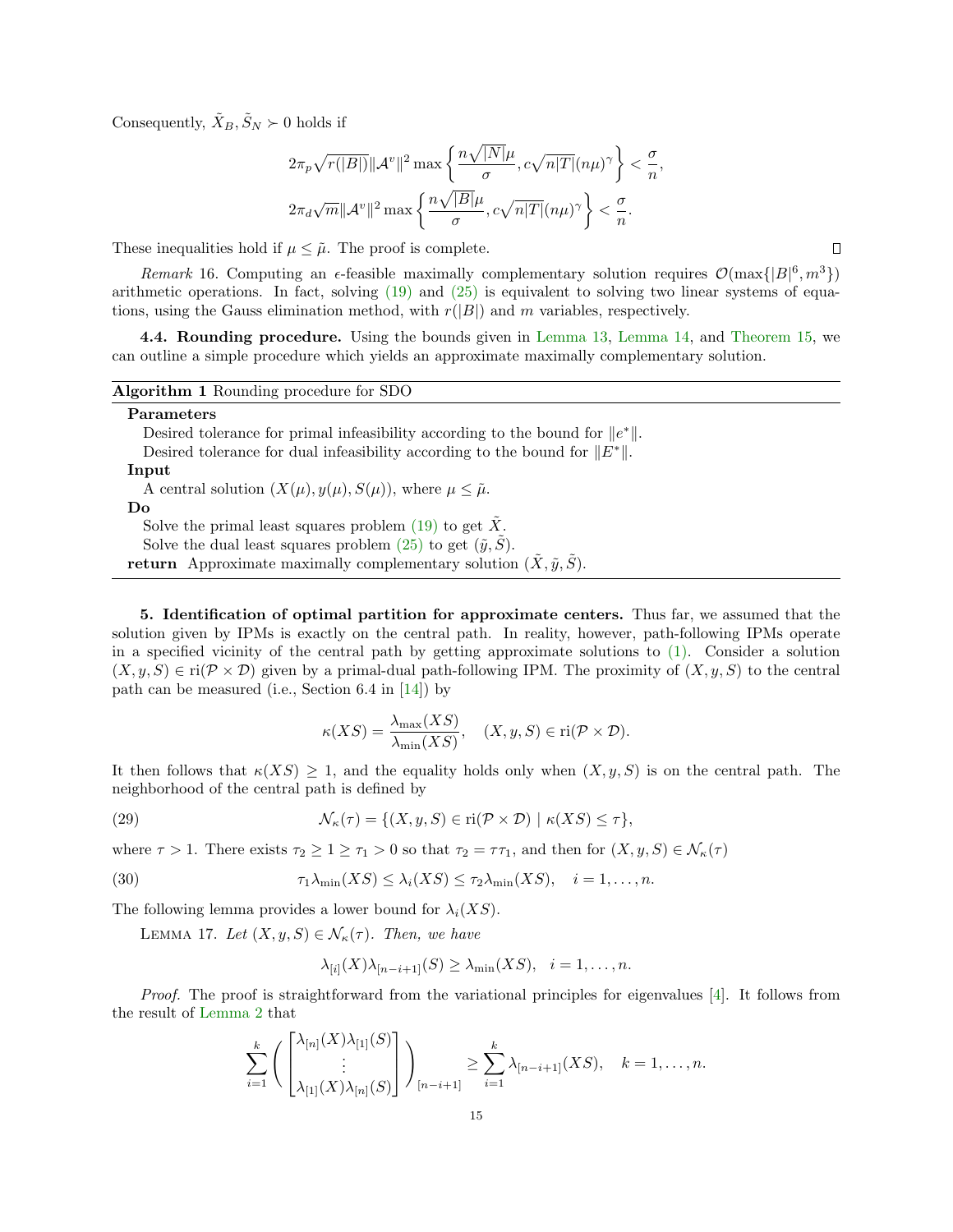Consequently, $\tilde{X}_B, \tilde{S}_N \succ 0$ holds if

$$
2\pi_p \sqrt{r(|B|)} \|\mathcal{A}^v\|^2 \max\left\{ \frac{n\sqrt{|N|}\mu}{\sigma}, c\sqrt{n|T|}(n\mu)^{\gamma} \right\} < \frac{\sigma}{n},
$$

$$
2\pi_d \sqrt{m} \|\mathcal{A}^v\|^2 \max\left\{ \frac{n\sqrt{|B|}\mu}{\sigma}, c\sqrt{n|T|}(n\mu)^{\gamma} \right\} < \frac{\sigma}{n}.
$$

These inequalities hold if $\mu \leq \tilde{\mu}$. The proof is complete. ∎

*Remark* 16. Computing an $\epsilon$-feasible maximally complementary solution requires $\mathcal{O}(\max\{|B|^6, m^3\})$ arithmetic operations. In fact, solving (19) and (25) is equivalent to solving two linear systems of equations, using the Gauss elimination method, with $r(|B|)$ and $m$ variables, respectively.

**4.4. Rounding procedure.** Using the bounds given in Lemma 13, Lemma 14, and Theorem 15, we can outline a simple procedure which yields an approximate maximally complementary solution.

---

**Algorithm 1** Rounding procedure for SDO

---

**Parameters**

Desired tolerance for primal infeasibility according to the bound for $\|e^*\|$.

Desired tolerance for dual infeasibility according to the bound for $\|E^*\|$.

**Input**

A central solution $(X(\mu), y(\mu), S(\mu))$, where $\mu \leq \tilde{\mu}$.

**Do**

Solve the primal least squares problem (19) to get $\tilde{X}$.

Solve the dual least squares problem (25) to get $(\tilde{y}, \tilde{S})$.

**return** Approximate maximally complementary solution $(\tilde{X}, \tilde{y}, \tilde{S})$.

---

**5. Identification of optimal partition for approximate centers.** Thus far, we assumed that the solution given by IPMs is exactly on the central path. In reality, however, path-following IPMs operate in a specified vicinity of the central path by getting approximate solutions to (1). Consider a solution $(X, y, S) \in \operatorname{ri}(\mathcal{P} \times \mathcal{D})$ given by a primal-dual path-following IPM. The proximity of $(X, y, S)$ to the central path can be measured (i.e., Section 6.4 in [14]) by

$$
\kappa(XS) = \frac{\lambda_{\max}(XS)}{\lambda_{\min}(XS)}, \quad (X, y, S) \in \operatorname{ri}(\mathcal{P} \times \mathcal{D}).
$$

It then follows that $\kappa(XS) \geq 1$, and the equality holds only when $(X, y, S)$ is on the central path. The neighborhood of the central path is defined by

$$
\mathcal{N}_\kappa(\tau) = \{(X, y, S) \in \operatorname{ri}(\mathcal{P} \times \mathcal{D}) \mid \kappa(XS) \leq \tau\}, \tag{29}
$$

where $\tau > 1$. There exists $\tau_2 \geq 1 \geq \tau_1 > 0$ so that $\tau_2 = \tau\tau_1$, and then for $(X, y, S) \in \mathcal{N}_\kappa(\tau)$

$$
\tau_1 \lambda_{\min}(XS) \leq \lambda_i(XS) \leq \tau_2 \lambda_{\min}(XS), \quad i = 1, \ldots, n. \tag{30}
$$

The following lemma provides a lower bound for $\lambda_i(XS)$.

LEMMA 17. *Let $(X, y, S) \in \mathcal{N}_\kappa(\tau)$. Then, we have*

$$
\lambda_{[i]}(X)\lambda_{[n-i+1]}(S) \geq \lambda_{\min}(XS), \quad i = 1, \ldots, n.
$$

*Proof.* The proof is straightforward from the variational principles for eigenvalues [4]. It follows from the result of Lemma 2 that

$$
\sum_{i=1}^{k} \left( \begin{bmatrix} \lambda_{[n]}(X)\lambda_{[1]}(S) \\ \vdots \\ \lambda_{[1]}(X)\lambda_{[n]}(S) \end{bmatrix} \right)_{[n-i+1]} \geq \sum_{i=1}^{k} \lambda_{[n-i+1]}(XS), \quad k = 1, \ldots, n.
$$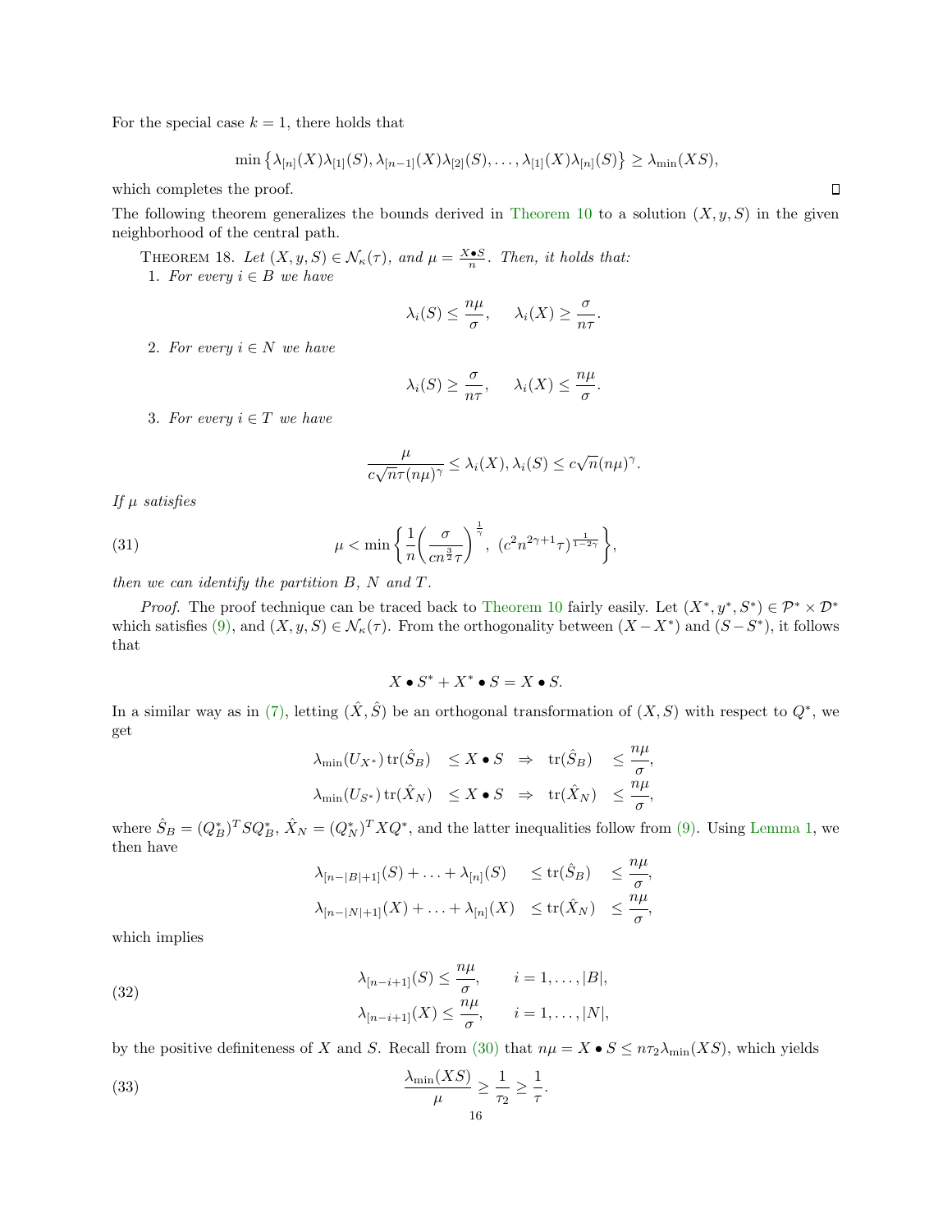For the special case $k = 1$, there holds that

$$\min\left\{\lambda_{[n]}(X)\lambda_{[1]}(S), \lambda_{[n-1]}(X)\lambda_{[2]}(S), \ldots, \lambda_{[1]}(X)\lambda_{[n]}(S)\right\} \geq \lambda_{\min}(XS),$$

which completes the proof. ∎

The following theorem generalizes the bounds derived in Theorem 10 to a solution $(X, y, S)$ in the given neighborhood of the central path.

THEOREM 18. *Let $(X, y, S) \in \mathcal{N}_\kappa(\tau)$, and $\mu = \frac{X \bullet S}{n}$. Then, it holds that:*

1. *For every $i \in B$ we have*

$$\lambda_i(S) \leq \frac{n\mu}{\sigma}, \qquad \lambda_i(X) \geq \frac{\sigma}{n\tau}.$$

2. *For every $i \in N$ we have*

$$\lambda_i(S) \geq \frac{\sigma}{n\tau}, \qquad \lambda_i(X) \leq \frac{n\mu}{\sigma}.$$

3. *For every $i \in T$ we have*

$$\frac{\mu}{c\sqrt{n}\tau(n\mu)^\gamma} \leq \lambda_i(X), \lambda_i(S) \leq c\sqrt{n}(n\mu)^\gamma.$$

*If $\mu$ satisfies*

$$\mu < \min\left\{\frac{1}{n}\left(\frac{\sigma}{cn^{\frac{3}{2}}\tau}\right)^{\frac{1}{\gamma}},\ (c^2 n^{2\gamma+1}\tau)^{\frac{1}{1-2\gamma}}\right\}, \tag{31}$$

*then we can identify the partition $B$, $N$ and $T$.*

*Proof.* The proof technique can be traced back to Theorem 10 fairly easily. Let $(X^*, y^*, S^*) \in \mathcal{P}^* \times \mathcal{D}^*$ which satisfies (9), and $(X, y, S) \in \mathcal{N}_\kappa(\tau)$. From the orthogonality between $(X - X^*)$ and $(S - S^*)$, it follows that

$$X \bullet S^* + X^* \bullet S = X \bullet S.$$

In a similar way as in (7), letting $(\hat{X}, \hat{S})$ be an orthogonal transformation of $(X, S)$ with respect to $Q^*$, we get

$$\begin{aligned}
\lambda_{\min}(U_{X^*})\operatorname{tr}(\hat{S}_B) &\leq X \bullet S \ \Rightarrow\ \operatorname{tr}(\hat{S}_B) \leq \frac{n\mu}{\sigma},\\
\lambda_{\min}(U_{S^*})\operatorname{tr}(\hat{X}_N) &\leq X \bullet S \ \Rightarrow\ \operatorname{tr}(\hat{X}_N) \leq \frac{n\mu}{\sigma},
\end{aligned}$$

where $\hat{S}_B = (Q_B^*)^T S Q_B^*$, $\hat{X}_N = (Q_N^*)^T X Q^*$, and the latter inequalities follow from (9). Using Lemma 1, we then have

$$\begin{aligned}
\lambda_{[n-|B|+1]}(S) + \ldots + \lambda_{[n]}(S) &\leq \operatorname{tr}(\hat{S}_B) \leq \frac{n\mu}{\sigma},\\
\lambda_{[n-|N|+1]}(X) + \ldots + \lambda_{[n]}(X) &\leq \operatorname{tr}(\hat{X}_N) \leq \frac{n\mu}{\sigma},
\end{aligned}$$

which implies

$$\begin{aligned}
\lambda_{[n-i+1]}(S) &\leq \frac{n\mu}{\sigma}, \qquad i = 1, \ldots, |B|,\\
\lambda_{[n-i+1]}(X) &\leq \frac{n\mu}{\sigma}, \qquad i = 1, \ldots, |N|,
\end{aligned} \tag{32}$$

by the positive definiteness of $X$ and $S$. Recall from (30) that $n\mu = X \bullet S \leq n\tau_2\lambda_{\min}(XS)$, which yields

$$\frac{\lambda_{\min}(XS)}{\mu} \geq \frac{1}{\tau_2} \geq \frac{1}{\tau}. \tag{33}$$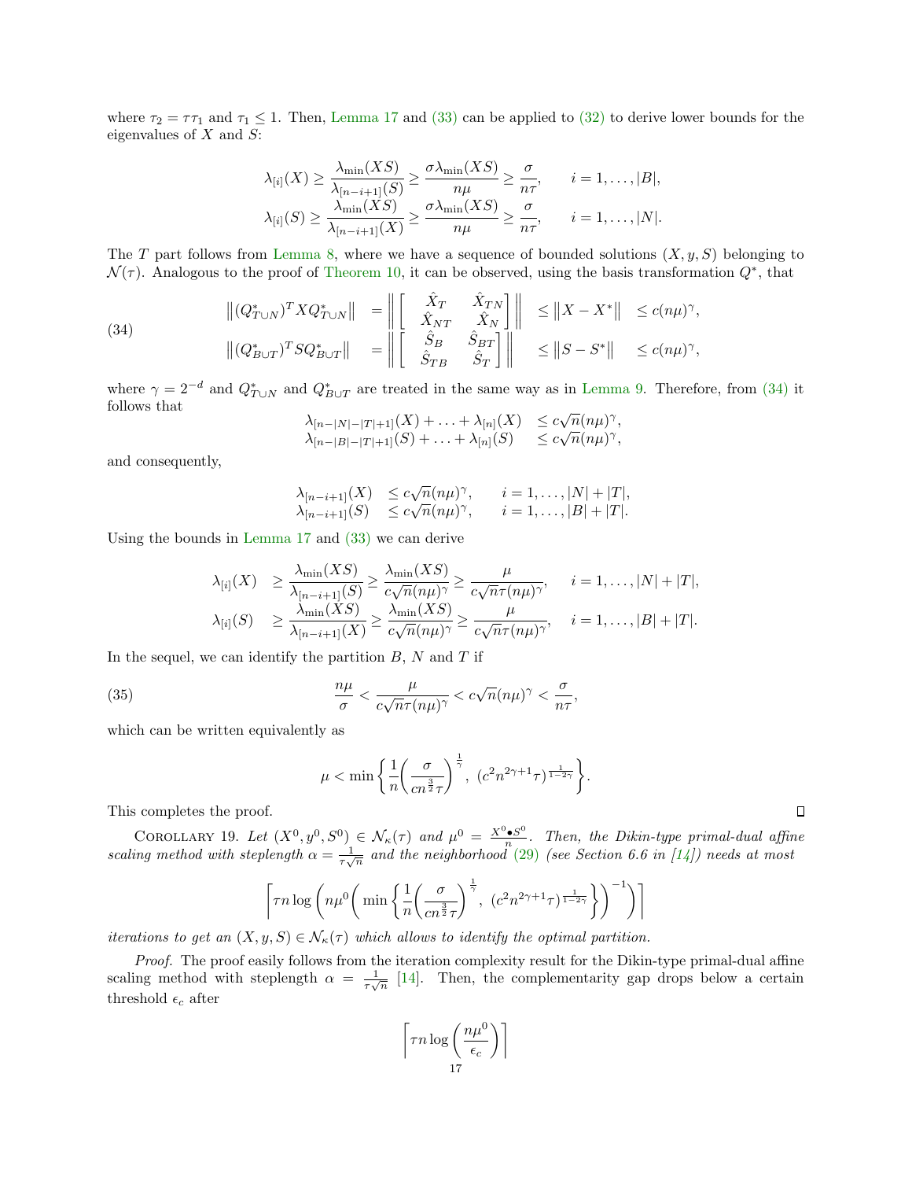where $\tau_2 = \tau\tau_1$ and $\tau_1 \leq 1$. Then, Lemma 17 and (33) can be applied to (32) to derive lower bounds for the eigenvalues of $X$ and $S$:

$$
\begin{aligned}
\lambda_{[i]}(X) &\geq \frac{\lambda_{\min}(XS)}{\lambda_{[n-i+1]}(S)} \geq \frac{\sigma\lambda_{\min}(XS)}{n\mu} \geq \frac{\sigma}{n\tau}, \qquad i = 1,\ldots,|B|,\\
\lambda_{[i]}(S) &\geq \frac{\lambda_{\min}(XS)}{\lambda_{[n-i+1]}(X)} \geq \frac{\sigma\lambda_{\min}(XS)}{n\mu} \geq \frac{\sigma}{n\tau}, \qquad i = 1,\ldots,|N|.
\end{aligned}
$$

The $T$ part follows from Lemma 8, where we have a sequence of bounded solutions $(X, y, S)$ belonging to $\mathcal{N}(\tau)$. Analogous to the proof of Theorem 10, it can be observed, using the basis transformation $Q^*$, that

$$
\begin{aligned}
\left\|(Q^*_{T\cup N})^T X Q^*_{T\cup N}\right\| &= \left\|\begin{bmatrix} \hat{X}_T & \hat{X}_{TN} \\ \hat{X}_{NT} & \hat{X}_N \end{bmatrix}\right\| \leq \left\|X - X^*\right\| \leq c(n\mu)^\gamma,\\
\left\|(Q^*_{B\cup T})^T S Q^*_{B\cup T}\right\| &= \left\|\begin{bmatrix} \hat{S}_B & \hat{S}_{BT} \\ \hat{S}_{TB} & \hat{S}_T \end{bmatrix}\right\| \leq \left\|S - S^*\right\| \leq c(n\mu)^\gamma,
\end{aligned}
\tag{34}
$$

where $\gamma = 2^{-d}$ and $Q^*_{T\cup N}$ and $Q^*_{B\cup T}$ are treated in the same way as in Lemma 9. Therefore, from (34) it follows that

$$
\begin{aligned}
\lambda_{[n-|N|-|T|+1]}(X) + \ldots + \lambda_{[n]}(X) &\leq c\sqrt{n}(n\mu)^\gamma,\\
\lambda_{[n-|B|-|T|+1]}(S) + \ldots + \lambda_{[n]}(S) &\leq c\sqrt{n}(n\mu)^\gamma,
\end{aligned}
$$

and consequently,

$$
\begin{aligned}
\lambda_{[n-i+1]}(X) &\leq c\sqrt{n}(n\mu)^\gamma, \qquad i = 1,\ldots,|N|+|T|,\\
\lambda_{[n-i+1]}(S) &\leq c\sqrt{n}(n\mu)^\gamma, \qquad i = 1,\ldots,|B|+|T|.
\end{aligned}
$$

Using the bounds in Lemma 17 and (33) we can derive

$$
\begin{aligned}
\lambda_{[i]}(X) &\geq \frac{\lambda_{\min}(XS)}{\lambda_{[n-i+1]}(S)} \geq \frac{\lambda_{\min}(XS)}{c\sqrt{n}(n\mu)^\gamma} \geq \frac{\mu}{c\sqrt{n}\tau(n\mu)^\gamma}, \qquad i = 1,\ldots,|N|+|T|,\\
\lambda_{[i]}(S) &\geq \frac{\lambda_{\min}(XS)}{\lambda_{[n-i+1]}(X)} \geq \frac{\lambda_{\min}(XS)}{c\sqrt{n}(n\mu)^\gamma} \geq \frac{\mu}{c\sqrt{n}\tau(n\mu)^\gamma}, \qquad i = 1,\ldots,|B|+|T|.
\end{aligned}
$$

In the sequel, we can identify the partition $B$, $N$ and $T$ if

$$
\frac{n\mu}{\sigma} < \frac{\mu}{c\sqrt{n}\tau(n\mu)^\gamma} < c\sqrt{n}(n\mu)^\gamma < \frac{\sigma}{n\tau},
\tag{35}
$$

which can be written equivalently as

$$
\mu < \min\left\{\frac{1}{n}\left(\frac{\sigma}{cn^{\frac{3}{2}}\tau}\right)^{\frac{1}{\gamma}},\ (c^2 n^{2\gamma+1}\tau)^{\frac{1}{1-2\gamma}}\right\}.
$$

This completes the proof. $\square$

COROLLARY 19. *Let $(X^0, y^0, S^0) \in \mathcal{N}_\kappa(\tau)$ and $\mu^0 = \frac{X^0 \bullet S^0}{n}$. Then, the Dikin-type primal-dual affine scaling method with steplength $\alpha = \frac{1}{\tau\sqrt{n}}$ and the neighborhood (29) (see Section 6.6 in [14]) needs at most*

$$
\left\lceil \tau n \log\left(n\mu^0\left(\min\left\{\frac{1}{n}\left(\frac{\sigma}{cn^{\frac{3}{2}}\tau}\right)^{\frac{1}{\gamma}},\ (c^2 n^{2\gamma+1}\tau)^{\frac{1}{1-2\gamma}}\right\}\right)^{-1}\right)\right\rceil
$$

*iterations to get an $(X, y, S) \in \mathcal{N}_\kappa(\tau)$ which allows to identify the optimal partition.*

*Proof.* The proof easily follows from the iteration complexity result for the Dikin-type primal-dual affine scaling method with steplength $\alpha = \frac{1}{\tau\sqrt{n}}$ [14]. Then, the complementarity gap drops below a certain threshold $\epsilon_c$ after

$$
\left\lceil \tau n \log\left(\frac{n\mu^0}{\epsilon_c}\right)\right\rceil
$$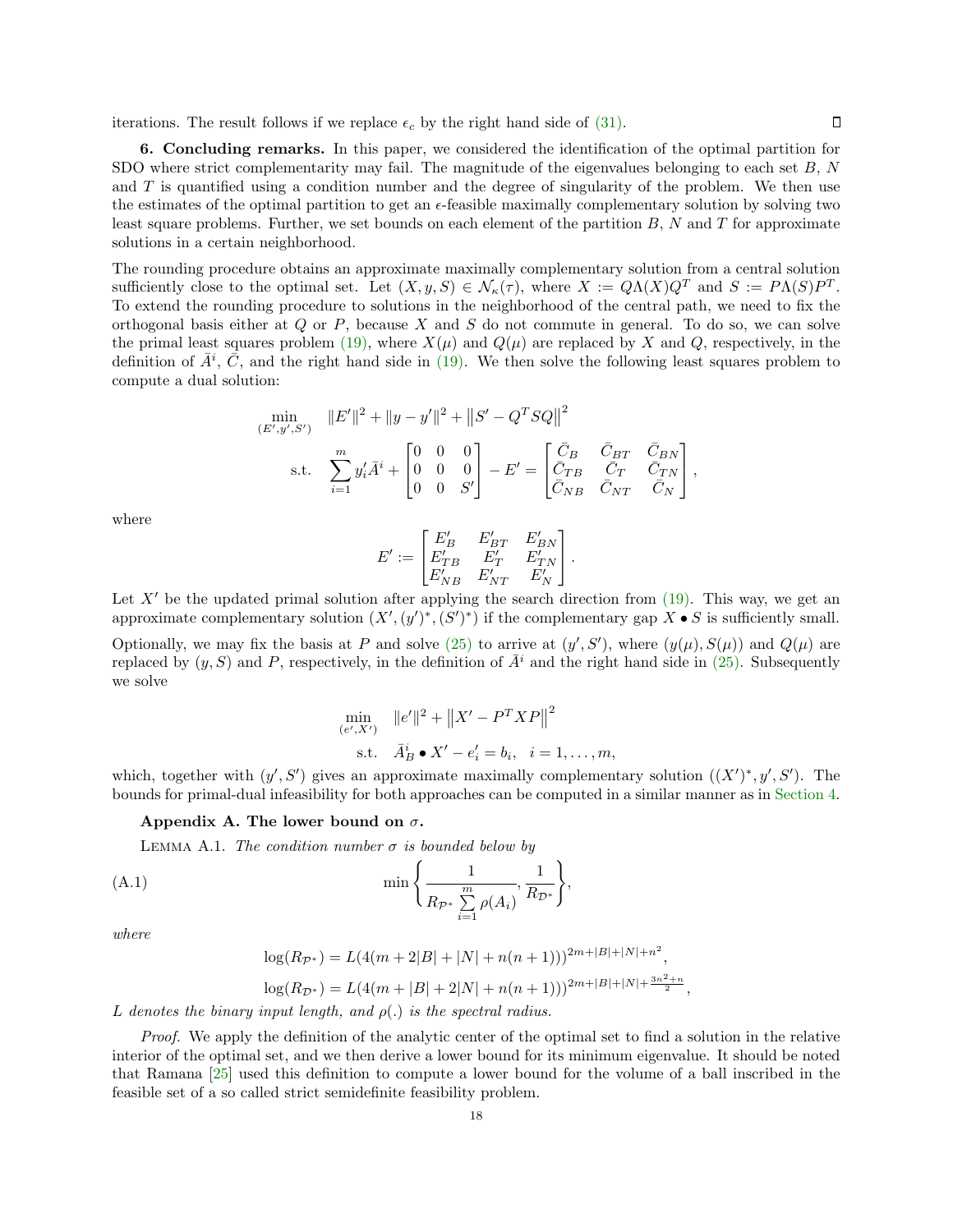iterations. The result follows if we replace $\epsilon_c$ by the right hand side of (31). ∎

**6. Concluding remarks.** In this paper, we considered the identification of the optimal partition for SDO where strict complementarity may fail. The magnitude of the eigenvalues belonging to each set $B$, $N$ and $T$ is quantified using a condition number and the degree of singularity of the problem. We then use the estimates of the optimal partition to get an $\epsilon$-feasible maximally complementary solution by solving two least square problems. Further, we set bounds on each element of the partition $B$, $N$ and $T$ for approximate solutions in a certain neighborhood.

The rounding procedure obtains an approximate maximally complementary solution from a central solution sufficiently close to the optimal set. Let $(X, y, S) \in \mathcal{N}_\kappa(\tau)$, where $X := Q\Lambda(X)Q^T$ and $S := P\Lambda(S)P^T$. To extend the rounding procedure to solutions in the neighborhood of the central path, we need to fix the orthogonal basis either at $Q$ or $P$, because $X$ and $S$ do not commute in general. To do so, we can solve the primal least squares problem (19), where $X(\mu)$ and $Q(\mu)$ are replaced by $X$ and $Q$, respectively, in the definition of $\bar{A}^i$, $\bar{C}$, and the right hand side in (19). We then solve the following least squares problem to compute a dual solution:

$$
\begin{aligned}
\min_{(E', y', S')} \quad & \|E'\|^2 + \|y - y'\|^2 + \left\|S' - Q^T S Q\right\|^2 \\
\text{s.t.} \quad & \sum_{i=1}^m y_i' \bar{A}^i + \begin{bmatrix} 0 & 0 & 0 \\ 0 & 0 & 0 \\ 0 & 0 & S' \end{bmatrix} - E' = \begin{bmatrix} \bar{C}_B & \bar{C}_{BT} & \bar{C}_{BN} \\ \bar{C}_{TB} & \bar{C}_T & \bar{C}_{TN} \\ \bar{C}_{NB} & \bar{C}_{NT} & \bar{C}_N \end{bmatrix},
\end{aligned}
$$

where

$$
E' := \begin{bmatrix} E_B' & E_{BT}' & E_{BN}' \\ E_{TB}' & E_T' & E_{TN}' \\ E_{NB}' & E_{NT}' & E_N' \end{bmatrix}.
$$

Let $X'$ be the updated primal solution after applying the search direction from (19). This way, we get an approximate complementary solution $(X', (y')^*, (S')^*)$ if the complementary gap $X \bullet S$ is sufficiently small.

Optionally, we may fix the basis at $P$ and solve (25) to arrive at $(y', S')$, where $(y(\mu), S(\mu))$ and $Q(\mu)$ are replaced by $(y, S)$ and $P$, respectively, in the definition of $\bar{A}^i$ and the right hand side in (25). Subsequently we solve

$$
\begin{aligned}
\min_{(e', X')} \quad & \|e'\|^2 + \left\|X' - P^T X P\right\|^2 \\
\text{s.t.} \quad & \bar{A}_B^i \bullet X' - e_i' = b_i, \quad i = 1, \ldots, m,
\end{aligned}
$$

which, together with $(y', S')$ gives an approximate maximally complementary solution $((X')^*, y', S')$. The bounds for primal-dual infeasibility for both approaches can be computed in a similar manner as in Section 4.

## Appendix A. The lower bound on $\sigma$.

LEMMA A.1. *The condition number $\sigma$ is bounded below by*

$$
\min\left\{\frac{1}{R_{\mathcal{P}^*}\sum\limits_{i=1}^m \rho(A_i)}, \frac{1}{R_{\mathcal{D}^*}}\right\}, \tag{A.1}
$$

*where*

$$
\begin{aligned}
\log(R_{\mathcal{P}^*}) &= L(4(m + 2|B| + |N| + n(n+1)))^{2m+|B|+|N|+n^2}, \\
\log(R_{\mathcal{D}^*}) &= L(4(m + |B| + 2|N| + n(n+1)))^{2m+|B|+|N|+\frac{3n^2+n}{2}},
\end{aligned}
$$

*$L$ denotes the binary input length, and $\rho(.)$ is the spectral radius.*

*Proof.* We apply the definition of the analytic center of the optimal set to find a solution in the relative interior of the optimal set, and we then derive a lower bound for its minimum eigenvalue. It should be noted that Ramana [25] used this definition to compute a lower bound for the volume of a ball inscribed in the feasible set of a so called strict semidefinite feasibility problem.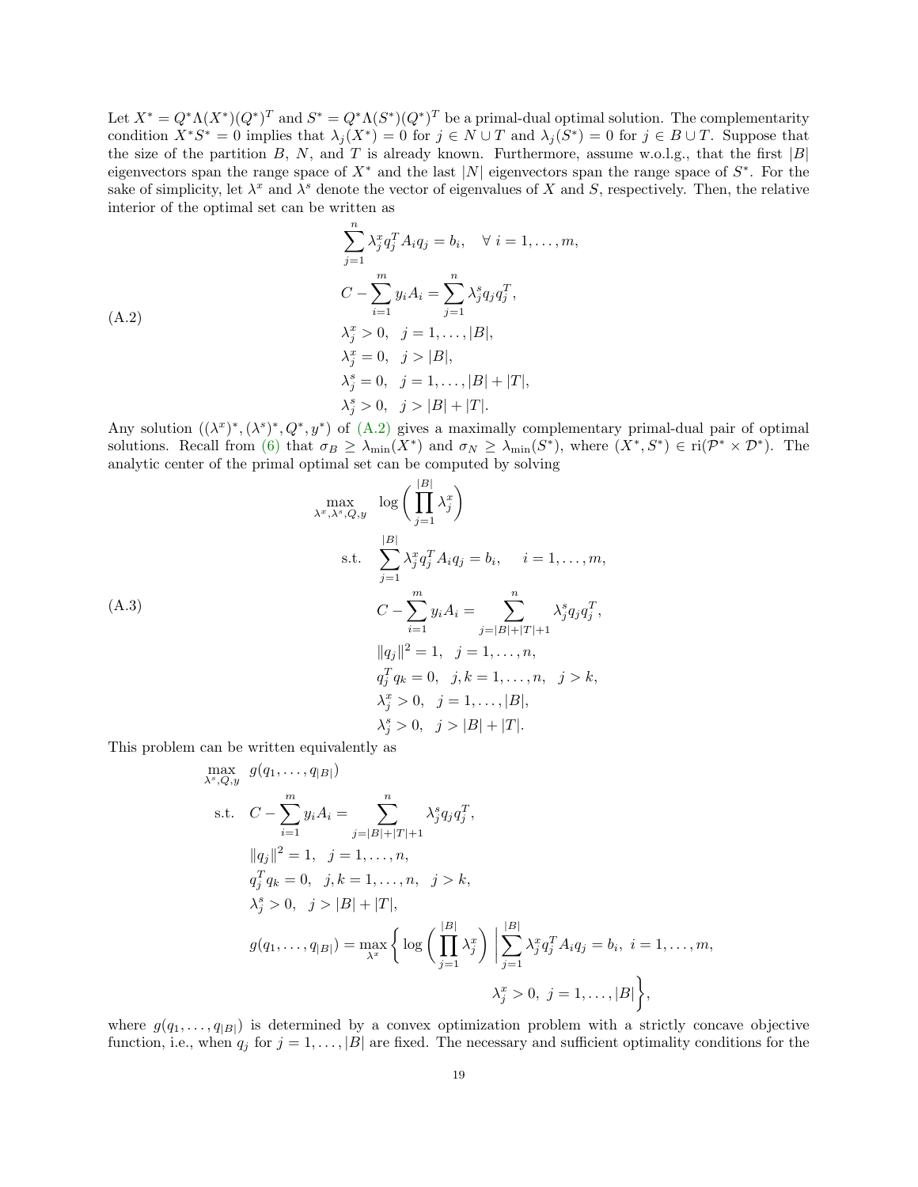Let $X^* = Q^*\Lambda(X^*)(Q^*)^T$ and $S^* = Q^*\Lambda(S^*)(Q^*)^T$ be a primal-dual optimal solution. The complementarity condition $X^*S^* = 0$ implies that $\lambda_j(X^*) = 0$ for $j \in N \cup T$ and $\lambda_j(S^*) = 0$ for $j \in B \cup T$. Suppose that the size of the partition $B$, $N$, and $T$ is already known. Furthermore, assume w.o.l.g., that the first $|B|$ eigenvectors span the range space of $X^*$ and the last $|N|$ eigenvectors span the range space of $S^*$. For the sake of simplicity, let $\lambda^x$ and $\lambda^s$ denote the vector of eigenvalues of $X$ and $S$, respectively. Then, the relative interior of the optimal set can be written as

$$
\begin{aligned}
&\sum_{j=1}^{n} \lambda_j^x q_j^T A_i q_j = b_i, \quad \forall\ i = 1, \ldots, m, \\
&C - \sum_{i=1}^{m} y_i A_i = \sum_{j=1}^{n} \lambda_j^s q_j q_j^T, \\
&\lambda_j^x > 0, \quad j = 1, \ldots, |B|, \\
&\lambda_j^x = 0, \quad j > |B|, \\
&\lambda_j^s = 0, \quad j = 1, \ldots, |B| + |T|, \\
&\lambda_j^s > 0, \quad j > |B| + |T|.
\end{aligned} \tag{A.2}
$$

Any solution $((\lambda^x)^*, (\lambda^s)^*, Q^*, y^*)$ of (A.2) gives a maximally complementary primal-dual pair of optimal solutions. Recall from (6) that $\sigma_B \geq \lambda_{\min}(X^*)$ and $\sigma_N \geq \lambda_{\min}(S^*)$, where $(X^*, S^*) \in \operatorname{ri}(\mathcal{P}^* \times \mathcal{D}^*)$. The analytic center of the primal optimal set can be computed by solving

$$
\begin{aligned}
\max_{\lambda^x, \lambda^s, Q, y} \quad & \log\left( \prod_{j=1}^{|B|} \lambda_j^x \right) \\
\text{s.t.} \quad & \sum_{j=1}^{|B|} \lambda_j^x q_j^T A_i q_j = b_i, \quad i = 1, \ldots, m, \\
& C - \sum_{i=1}^{m} y_i A_i = \sum_{j=|B|+|T|+1}^{n} \lambda_j^s q_j q_j^T, \\
& \|q_j\|^2 = 1, \quad j = 1, \ldots, n, \\
& q_j^T q_k = 0, \quad j, k = 1, \ldots, n, \quad j > k, \\
& \lambda_j^x > 0, \quad j = 1, \ldots, |B|, \\
& \lambda_j^s > 0, \quad j > |B| + |T|.
\end{aligned} \tag{A.3}
$$

This problem can be written equivalently as

$$
\begin{aligned}
\max_{\lambda^s, Q, y} \quad & g(q_1, \ldots, q_{|B|}) \\
\text{s.t.} \quad & C - \sum_{i=1}^{m} y_i A_i = \sum_{j=|B|+|T|+1}^{n} \lambda_j^s q_j q_j^T, \\
& \|q_j\|^2 = 1, \quad j = 1, \ldots, n, \\
& q_j^T q_k = 0, \quad j, k = 1, \ldots, n, \quad j > k, \\
& \lambda_j^s > 0, \quad j > |B| + |T|, \\
& g(q_1, \ldots, q_{|B|}) = \max_{\lambda^x} \left\{ \log\left( \prod_{j=1}^{|B|} \lambda_j^x \right) \ \middle|\ \sum_{j=1}^{|B|} \lambda_j^x q_j^T A_i q_j = b_i,\ i = 1, \ldots, m, \right. \\
& \qquad\qquad\qquad\qquad \left. \lambda_j^x > 0,\ j = 1, \ldots, |B| \right\},
\end{aligned}
$$

where $g(q_1, \ldots, q_{|B|})$ is determined by a convex optimization problem with a strictly concave objective function, i.e., when $q_j$ for $j = 1, \ldots, |B|$ are fixed. The necessary and sufficient optimality conditions for the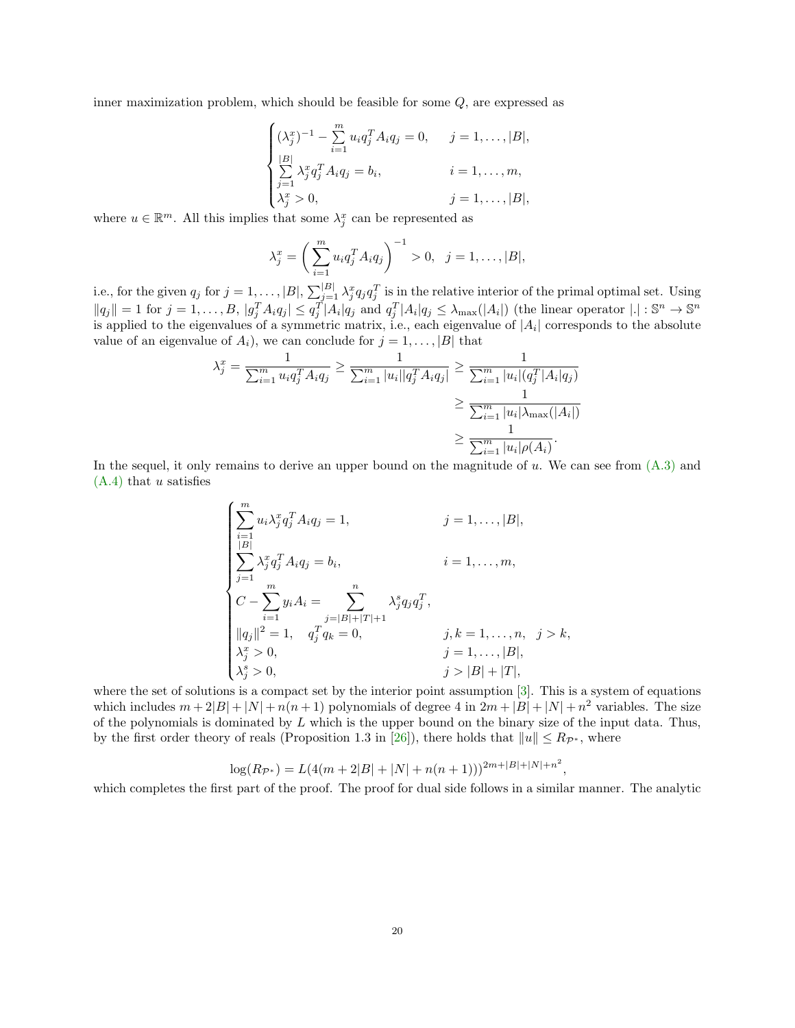inner maximization problem, which should be feasible for some $Q$, are expressed as

$$
\begin{cases}
(\lambda_j^x)^{-1} - \sum\limits_{i=1}^m u_i q_j^T A_i q_j = 0, & j = 1, \dots, |B|, \\
\sum\limits_{j=1}^{|B|} \lambda_j^x q_j^T A_i q_j = b_i, & i = 1, \dots, m, \\
\lambda_j^x > 0, & j = 1, \dots, |B|,
\end{cases}
$$

where $u \in \mathbb{R}^m$. All this implies that some $\lambda_j^x$ can be represented as

$$
\lambda_j^x = \left( \sum_{i=1}^m u_i q_j^T A_i q_j \right)^{-1} > 0, \quad j = 1, \dots, |B|,
$$

i.e., for the given $q_j$ for $j = 1, \dots, |B|$, $\sum_{j=1}^{|B|} \lambda_j^x q_j q_j^T$ is in the relative interior of the primal optimal set. Using $\|q_j\| = 1$ for $j = 1, \dots, B$, $|g_j^T A_i q_j| \leq q_j^T |A_i| q_j$ and $q_j^T |A_i| q_j \leq \lambda_{\max}(|A_i|)$ (the linear operator $|.| : \mathbb{S}^n \to \mathbb{S}^n$ is applied to the eigenvalues of a symmetric matrix, i.e., each eigenvalue of $|A_i|$ corresponds to the absolute value of an eigenvalue of $A_i$), we can conclude for $j = 1, \dots, |B|$ that

$$
\begin{aligned}
\lambda_j^x = \frac{1}{\sum_{i=1}^m u_i q_j^T A_i q_j} \geq \frac{1}{\sum_{i=1}^m |u_i| |q_j^T A_i q_j|} &\geq \frac{1}{\sum_{i=1}^m |u_i| (q_j^T |A_i| q_j)} \\
&\geq \frac{1}{\sum_{i=1}^m |u_i| \lambda_{\max}(|A_i|)} \\
&\geq \frac{1}{\sum_{i=1}^m |u_i| \rho(A_i)}.
\end{aligned}
$$

In the sequel, it only remains to derive an upper bound on the magnitude of $u$. We can see from (A.3) and (A.4) that $u$ satisfies

$$
\begin{cases}
\sum\limits_{i=1}^m u_i \lambda_j^x q_j^T A_i q_j = 1, & j = 1, \dots, |B|, \\
\sum\limits_{j=1}^{|B|} \lambda_j^x q_j^T A_i q_j = b_i, & i = 1, \dots, m, \\
C - \sum\limits_{i=1}^m y_i A_i = \sum\limits_{j=|B|+|T|+1}^n \lambda_j^s q_j q_j^T, & \\
\|q_j\|^2 = 1, \quad q_j^T q_k = 0, & j, k = 1, \dots, n, \quad j > k, \\
\lambda_j^x > 0, & j = 1, \dots, |B|, \\
\lambda_j^s > 0, & j > |B| + |T|,
\end{cases}
$$

where the set of solutions is a compact set by the interior point assumption [3]. This is a system of equations which includes $m + 2|B| + |N| + n(n+1)$ polynomials of degree 4 in $2m + |B| + |N| + n^2$ variables. The size of the polynomials is dominated by $L$ which is the upper bound on the binary size of the input data. Thus, by the first order theory of reals (Proposition 1.3 in [26]), there holds that $\|u\| \leq R_{\mathcal{P}^*}$, where

$$
\log(R_{\mathcal{P}^*}) = L(4(m + 2|B| + |N| + n(n+1)))^{2m+|B|+|N|+n^2},
$$

which completes the first part of the proof. The proof for dual side follows in a similar manner. The analytic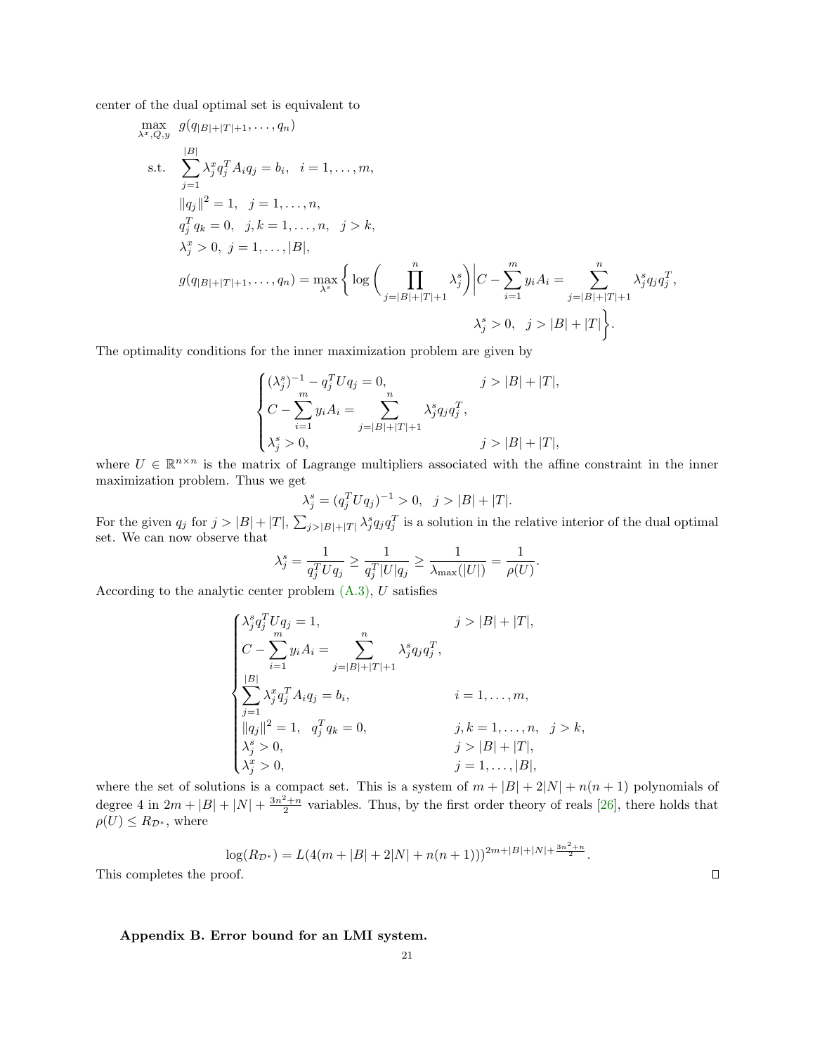center of the dual optimal set is equivalent to

$$
\begin{aligned}
\max_{\lambda^x, Q, y} \quad & g(q_{|B|+|T|+1}, \ldots, q_n) \\
\text{s.t.} \quad & \sum_{j=1}^{|B|} \lambda_j^x q_j^T A_i q_j = b_i, \quad i = 1, \ldots, m, \\
& \|q_j\|^2 = 1, \quad j = 1, \ldots, n, \\
& q_j^T q_k = 0, \quad j, k = 1, \ldots, n, \quad j > k, \\
& \lambda_j^x > 0, \; j = 1, \ldots, |B|, \\
& g(q_{|B|+|T|+1}, \ldots, q_n) = \max_{\lambda^s} \Bigg\{ \log \Bigg( \prod_{j=|B|+|T|+1}^{n} \lambda_j^s \Bigg) \Bigg| C - \sum_{i=1}^{m} y_i A_i = \sum_{j=|B|+|T|+1}^{n} \lambda_j^s q_j q_j^T, \\
& \qquad\qquad\qquad\qquad\qquad\qquad\qquad\qquad\qquad \lambda_j^s > 0, \quad j > |B| + |T| \Bigg\}.
\end{aligned}
$$

The optimality conditions for the inner maximization problem are given by

$$
\begin{cases}
(\lambda_j^s)^{-1} - q_j^T U q_j = 0, & j > |B| + |T|, \\
C - \displaystyle\sum_{i=1}^{m} y_i A_i = \sum_{j=|B|+|T|+1}^{n} \lambda_j^s q_j q_j^T, & \\
\lambda_j^s > 0, & j > |B| + |T|,
\end{cases}
$$

where $U \in \mathbb{R}^{n \times n}$ is the matrix of Lagrange multipliers associated with the affine constraint in the inner maximization problem. Thus we get

$$
\lambda_j^s = (q_j^T U q_j)^{-1} > 0, \quad j > |B| + |T|.
$$

For the given $q_j$ for $j > |B| + |T|$, $\sum_{j>|B|+|T|} \lambda_j^s q_j q_j^T$ is a solution in the relative interior of the dual optimal set. We can now observe that

$$
\lambda_j^s = \frac{1}{q_j^T U q_j} \geq \frac{1}{q_j^T |U| q_j} \geq \frac{1}{\lambda_{\max}(|U|)} = \frac{1}{\rho(U)}.
$$

According to the analytic center problem (A.3), $U$ satisfies

$$
\begin{cases}
\lambda_j^s q_j^T U q_j = 1, & j > |B| + |T|, \\
C - \displaystyle\sum_{i=1}^{m} y_i A_i = \sum_{j=|B|+|T|+1}^{n} \lambda_j^s q_j q_j^T, & \\
\displaystyle\sum_{j=1}^{|B|} \lambda_j^x q_j^T A_i q_j = b_i, & i = 1, \ldots, m, \\
\|q_j\|^2 = 1, \quad q_j^T q_k = 0, & j, k = 1, \ldots, n, \quad j > k, \\
\lambda_j^s > 0, & j > |B| + |T|, \\
\lambda_j^x > 0, & j = 1, \ldots, |B|,
\end{cases}
$$

where the set of solutions is a compact set. This is a system of $m + |B| + 2|N| + n(n+1)$ polynomials of degree 4 in $2m + |B| + |N| + \frac{3n^2+n}{2}$ variables. Thus, by the first order theory of reals [26], there holds that $\rho(U) \leq R_{\mathcal{D}^*}$, where

$$
\log(R_{\mathcal{D}^*}) = L(4(m + |B| + 2|N| + n(n+1)))^{2m+|B|+|N|+\frac{3n^2+n}{2}}.
$$

This completes the proof. ∎

## Appendix B. Error bound for an LMI system.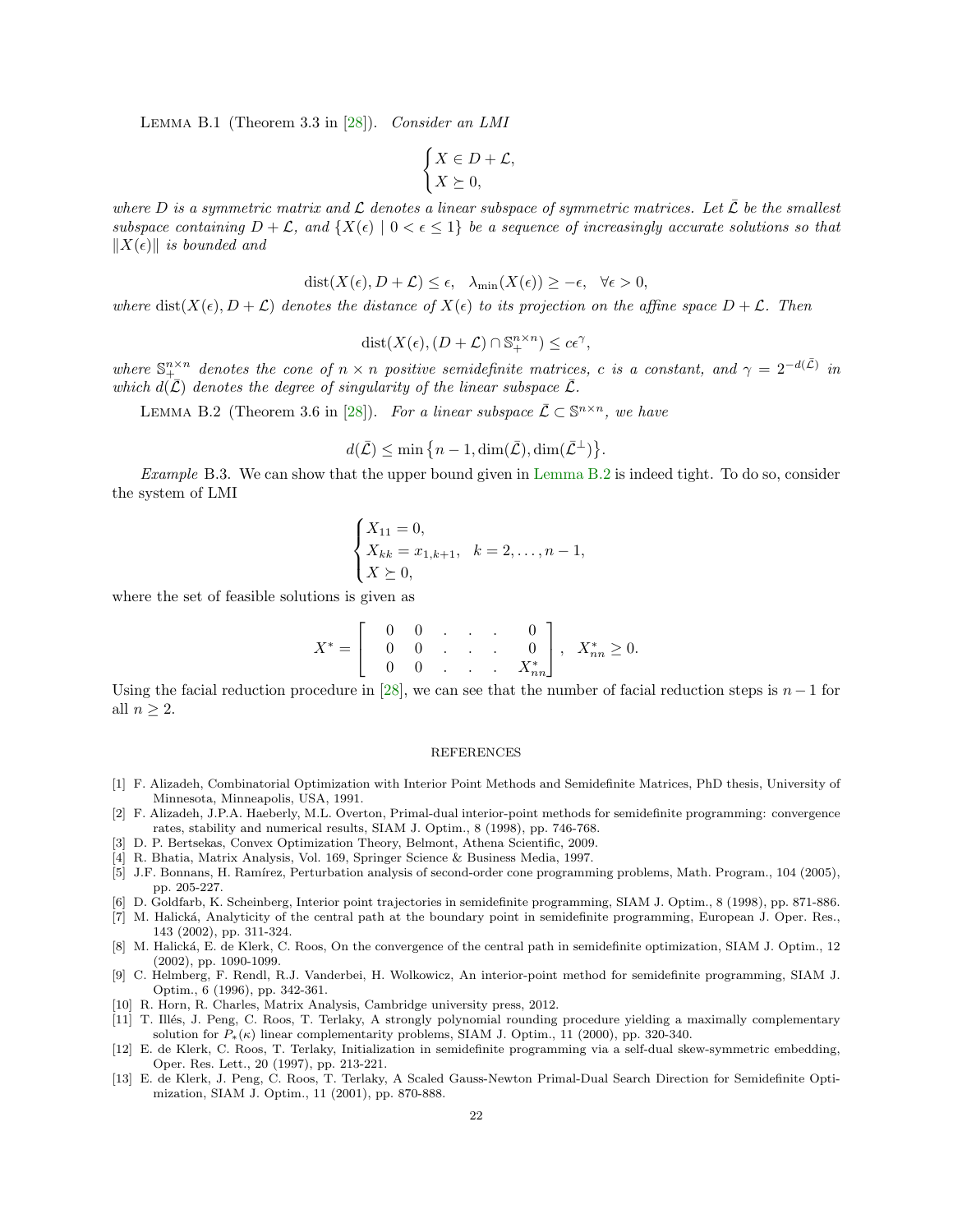Lemma B.1 (Theorem 3.3 in [28]). *Consider an LMI*

$$\begin{cases} X \in D + \mathcal{L}, \\ X \succeq 0, \end{cases}$$

*where $D$ is a symmetric matrix and $\mathcal{L}$ denotes a linear subspace of symmetric matrices. Let $\bar{\mathcal{L}}$ be the smallest subspace containing $D + \mathcal{L}$, and $\{X(\epsilon) \mid 0 < \epsilon \leq 1\}$ be a sequence of increasingly accurate solutions so that $\|X(\epsilon)\|$ is bounded and*

$$\mathrm{dist}(X(\epsilon), D + \mathcal{L}) \leq \epsilon, \quad \lambda_{\min}(X(\epsilon)) \geq -\epsilon, \quad \forall \epsilon > 0,$$

*where $\mathrm{dist}(X(\epsilon), D + \mathcal{L})$ denotes the distance of $X(\epsilon)$ to its projection on the affine space $D + \mathcal{L}$. Then*

$$\mathrm{dist}(X(\epsilon), (D + \mathcal{L}) \cap \mathbb{S}_+^{n \times n}) \leq c\epsilon^{\gamma},$$

*where $\mathbb{S}_+^{n \times n}$ denotes the cone of $n \times n$ positive semidefinite matrices, $c$ is a constant, and $\gamma = 2^{-d(\bar{\mathcal{L}})}$ in which $d(\bar{\mathcal{L}})$ denotes the degree of singularity of the linear subspace $\bar{\mathcal{L}}$.*

Lemma B.2 (Theorem 3.6 in [28]). *For a linear subspace $\bar{\mathcal{L}} \subset \mathbb{S}^{n \times n}$, we have*

$$d(\bar{\mathcal{L}}) \leq \min\big\{n - 1, \dim(\bar{\mathcal{L}}), \dim(\bar{\mathcal{L}}^{\perp})\big\}.$$

*Example* B.3. We can show that the upper bound given in Lemma B.2 is indeed tight. To do so, consider the system of LMI

$$\begin{cases} X_{11} = 0, \\ X_{kk} = x_{1,k+1}, \quad k = 2, \ldots, n-1, \\ X \succeq 0, \end{cases}$$

where the set of feasible solutions is given as

$$X^* = \begin{bmatrix} 0 & 0 & . & . & . & 0 \\ 0 & 0 & . & . & . & 0 \\ 0 & 0 & . & . & . & X_{nn}^* \end{bmatrix}, \quad X_{nn}^* \geq 0.$$

Using the facial reduction procedure in [28], we can see that the number of facial reduction steps is $n-1$ for all $n \geq 2$.

## REFERENCES

[1] F. Alizadeh, Combinatorial Optimization with Interior Point Methods and Semidefinite Matrices, PhD thesis, University of Minnesota, Minneapolis, USA, 1991.

[2] F. Alizadeh, J.P.A. Haeberly, M.L. Overton, Primal-dual interior-point methods for semidefinite programming: convergence rates, stability and numerical results, SIAM J. Optim., 8 (1998), pp. 746-768.

[3] D. P. Bertsekas, Convex Optimization Theory, Belmont, Athena Scientific, 2009.

[4] R. Bhatia, Matrix Analysis, Vol. 169, Springer Science & Business Media, 1997.

[5] J.F. Bonnans, H. Ramírez, Perturbation analysis of second-order cone programming problems, Math. Program., 104 (2005), pp. 205-227.

[6] D. Goldfarb, K. Scheinberg, Interior point trajectories in semidefinite programming, SIAM J. Optim., 8 (1998), pp. 871-886.

[7] M. Halická, Analyticity of the central path at the boundary point in semidefinite programming, European J. Oper. Res., 143 (2002), pp. 311-324.

[8] M. Halická, E. de Klerk, C. Roos, On the convergence of the central path in semidefinite optimization, SIAM J. Optim., 12 (2002), pp. 1090-1099.

[9] C. Helmberg, F. Rendl, R.J. Vanderbei, H. Wolkowicz, An interior-point method for semidefinite programming, SIAM J. Optim., 6 (1996), pp. 342-361.

[10] R. Horn, R. Charles, Matrix Analysis, Cambridge university press, 2012.

[11] T. Illés, J. Peng, C. Roos, T. Terlaky, A strongly polynomial rounding procedure yielding a maximally complementary solution for $P_*(\kappa)$ linear complementarity problems, SIAM J. Optim., 11 (2000), pp. 320-340.

[12] E. de Klerk, C. Roos, T. Terlaky, Initialization in semidefinite programming via a self-dual skew-symmetric embedding, Oper. Res. Lett., 20 (1997), pp. 213-221.

[13] E. de Klerk, J. Peng, C. Roos, T. Terlaky, A Scaled Gauss-Newton Primal-Dual Search Direction for Semidefinite Optimization, SIAM J. Optim., 11 (2001), pp. 870-888.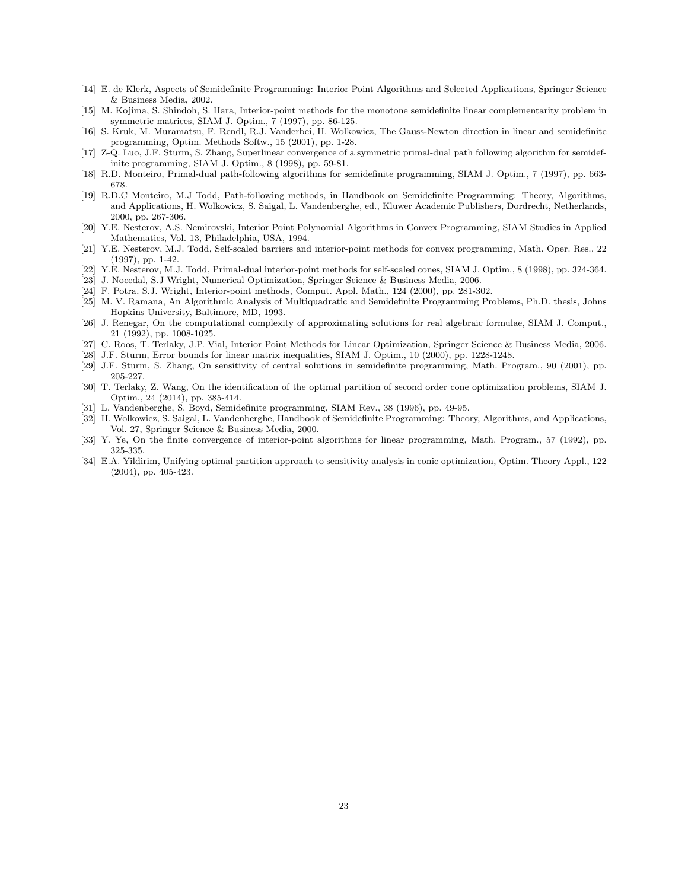[14] E. de Klerk, Aspects of Semidefinite Programming: Interior Point Algorithms and Selected Applications, Springer Science & Business Media, 2002.

[15] M. Kojima, S. Shindoh, S. Hara, Interior-point methods for the monotone semidefinite linear complementarity problem in symmetric matrices, SIAM J. Optim., 7 (1997), pp. 86-125.

[16] S. Kruk, M. Muramatsu, F. Rendl, R.J. Vanderbei, H. Wolkowicz, The Gauss-Newton direction in linear and semidefinite programming, Optim. Methods Softw., 15 (2001), pp. 1-28.

[17] Z-Q. Luo, J.F. Sturm, S. Zhang, Superlinear convergence of a symmetric primal-dual path following algorithm for semidefinite programming, SIAM J. Optim., 8 (1998), pp. 59-81.

[18] R.D. Monteiro, Primal-dual path-following algorithms for semidefinite programming, SIAM J. Optim., 7 (1997), pp. 663-678.

[19] R.D.C Monteiro, M.J Todd, Path-following methods, in Handbook on Semidefinite Programming: Theory, Algorithms, and Applications, H. Wolkowicz, S. Saigal, L. Vandenberghe, ed., Kluwer Academic Publishers, Dordrecht, Netherlands, 2000, pp. 267-306.

[20] Y.E. Nesterov, A.S. Nemirovski, Interior Point Polynomial Algorithms in Convex Programming, SIAM Studies in Applied Mathematics, Vol. 13, Philadelphia, USA, 1994.

[21] Y.E. Nesterov, M.J. Todd, Self-scaled barriers and interior-point methods for convex programming, Math. Oper. Res., 22 (1997), pp. 1-42.

[22] Y.E. Nesterov, M.J. Todd, Primal-dual interior-point methods for self-scaled cones, SIAM J. Optim., 8 (1998), pp. 324-364.

[23] J. Nocedal, S.J Wright, Numerical Optimization, Springer Science & Business Media, 2006.

[24] F. Potra, S.J. Wright, Interior-point methods, Comput. Appl. Math., 124 (2000), pp. 281-302.

[25] M. V. Ramana, An Algorithmic Analysis of Multiquadratic and Semidefinite Programming Problems, Ph.D. thesis, Johns Hopkins University, Baltimore, MD, 1993.

[26] J. Renegar, On the computational complexity of approximating solutions for real algebraic formulae, SIAM J. Comput., 21 (1992), pp. 1008-1025.

[27] C. Roos, T. Terlaky, J.P. Vial, Interior Point Methods for Linear Optimization, Springer Science & Business Media, 2006.

[28] J.F. Sturm, Error bounds for linear matrix inequalities, SIAM J. Optim., 10 (2000), pp. 1228-1248.

[29] J.F. Sturm, S. Zhang, On sensitivity of central solutions in semidefinite programming, Math. Program., 90 (2001), pp. 205-227.

[30] T. Terlaky, Z. Wang, On the identification of the optimal partition of second order cone optimization problems, SIAM J. Optim., 24 (2014), pp. 385-414.

[31] L. Vandenberghe, S. Boyd, Semidefinite programming, SIAM Rev., 38 (1996), pp. 49-95.

[32] H. Wolkowicz, S. Saigal, L. Vandenberghe, Handbook of Semidefinite Programming: Theory, Algorithms, and Applications, Vol. 27, Springer Science & Business Media, 2000.

[33] Y. Ye, On the finite convergence of interior-point algorithms for linear programming, Math. Program., 57 (1992), pp. 325-335.

[34] E.A. Yildirim, Unifying optimal partition approach to sensitivity analysis in conic optimization, Optim. Theory Appl., 122 (2004), pp. 405-423.